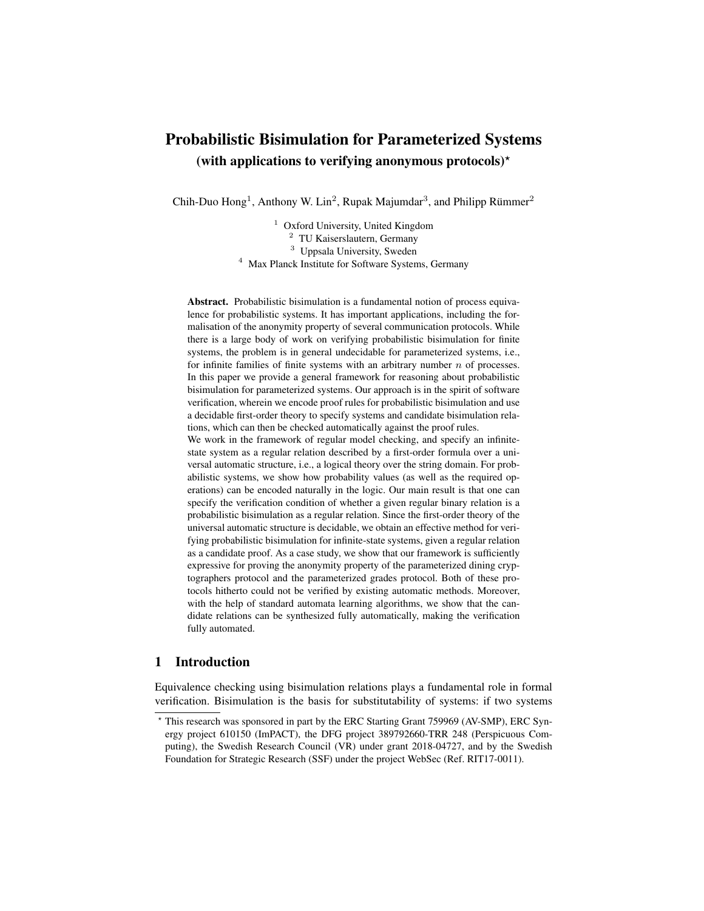# Probabilistic Bisimulation for Parameterized Systems

## (with applications to verifying anonymous protocols)*

Chih-Duo Hong[1], Anthony W. Lin[2], Rupak Majumdar[3], and Philipp Rümmer[2]

[1] Oxford University, United Kingdom
[2] TU Kaiserslautern, Germany
[3] Uppsala University, Sweden
[4] Max Planck Institute for Software Systems, Germany

**Abstract.** Probabilistic bisimulation is a fundamental notion of process equivalence for probabilistic systems. It has important applications, including the formalisation of the anonymity property of several communication protocols. While there is a large body of work on verifying probabilistic bisimulation for finite systems, the problem is in general undecidable for parameterized systems, i.e., for infinite families of finite systems with an arbitrary number $n$ of processes. In this paper we provide a general framework for reasoning about probabilistic bisimulation for parameterized systems. Our approach is in the spirit of software verification, wherein we encode proof rules for probabilistic bisimulation and use a decidable first-order theory to specify systems and candidate bisimulation relations, which can then be checked automatically against the proof rules.

We work in the framework of regular model checking, and specify an infinite-state system as a regular relation described by a first-order formula over a universal automatic structure, i.e., a logical theory over the string domain. For probabilistic systems, we show how probability values (as well as the required operations) can be encoded naturally in the logic. Our main result is that one can specify the verification condition of whether a given regular binary relation is a probabilistic bisimulation as a regular relation. Since the first-order theory of the universal automatic structure is decidable, we obtain an effective method for verifying probabilistic bisimulation for infinite-state systems, given a regular relation as a candidate proof. As a case study, we show that our framework is sufficiently expressive for proving the anonymity property of the parameterized dining cryptographers protocol and the parameterized grades protocol. Both of these protocols hitherto could not be verified by existing automatic methods. Moreover, with the help of standard automata learning algorithms, we show that the candidate relations can be synthesized fully automatically, making the verification fully automated.

## 1 Introduction

Equivalence checking using bisimulation relations plays a fundamental role in formal verification. Bisimulation is the basis for substitutability of systems: if two systems

---

* This research was sponsored in part by the ERC Starting Grant 759969 (AV-SMP), ERC Synergy project 610150 (ImPACT), the DFG project 389792660-TRR 248 (Perspicuous Computing), the Swedish Research Council (VR) under grant 2018-04727, and by the Swedish Foundation for Strategic Research (SSF) under the project WebSec (Ref. RIT17-0011).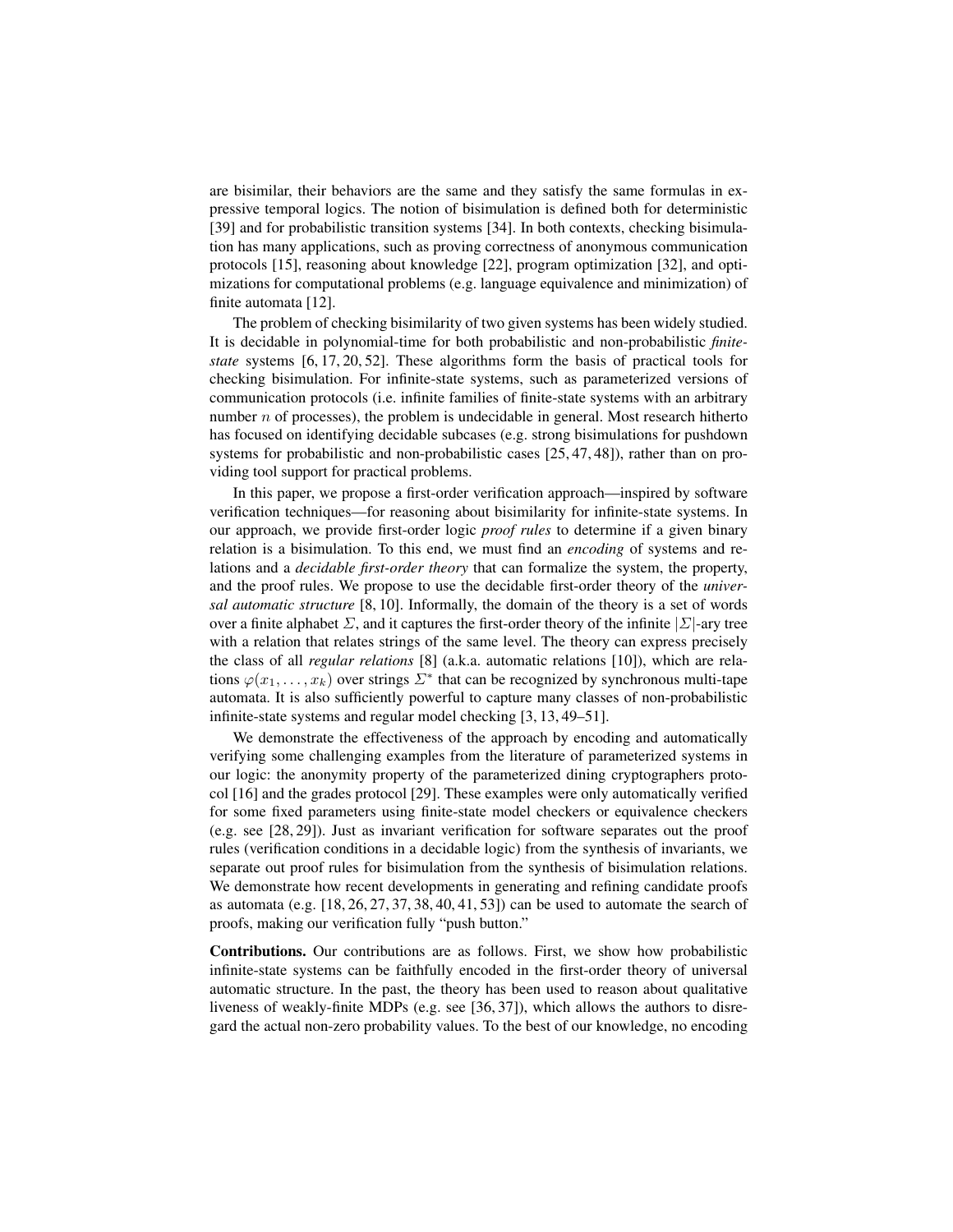are bisimilar, their behaviors are the same and they satisfy the same formulas in expressive temporal logics. The notion of bisimulation is defined both for deterministic [39] and for probabilistic transition systems [34]. In both contexts, checking bisimulation has many applications, such as proving correctness of anonymous communication protocols [15], reasoning about knowledge [22], program optimization [32], and optimizations for computational problems (e.g. language equivalence and minimization) of finite automata [12].

The problem of checking bisimilarity of two given systems has been widely studied. It is decidable in polynomial-time for both probabilistic and non-probabilistic *finite-state* systems [6, 17, 20, 52]. These algorithms form the basis of practical tools for checking bisimulation. For infinite-state systems, such as parameterized versions of communication protocols (i.e. infinite families of finite-state systems with an arbitrary number $n$ of processes), the problem is undecidable in general. Most research hitherto has focused on identifying decidable subcases (e.g. strong bisimulations for pushdown systems for probabilistic and non-probabilistic cases [25, 47, 48]), rather than on providing tool support for practical problems.

In this paper, we propose a first-order verification approach—inspired by software verification techniques—for reasoning about bisimilarity for infinite-state systems. In our approach, we provide first-order logic *proof rules* to determine if a given binary relation is a bisimulation. To this end, we must find an *encoding* of systems and relations and a *decidable first-order theory* that can formalize the system, the property, and the proof rules. We propose to use the decidable first-order theory of the *universal automatic structure* [8, 10]. Informally, the domain of the theory is a set of words over a finite alphabet $\Sigma$, and it captures the first-order theory of the infinite $|\Sigma|$-ary tree with a relation that relates strings of the same level. The theory can express precisely the class of all *regular relations* [8] (a.k.a. automatic relations [10]), which are relations $\varphi(x_1, \ldots, x_k)$ over strings $\Sigma^*$ that can be recognized by synchronous multi-tape automata. It is also sufficiently powerful to capture many classes of non-probabilistic infinite-state systems and regular model checking [3, 13, 49–51].

We demonstrate the effectiveness of the approach by encoding and automatically verifying some challenging examples from the literature of parameterized systems in our logic: the anonymity property of the parameterized dining cryptographers protocol [16] and the grades protocol [29]. These examples were only automatically verified for some fixed parameters using finite-state model checkers or equivalence checkers (e.g. see [28, 29]). Just as invariant verification for software separates out the proof rules (verification conditions in a decidable logic) from the synthesis of invariants, we separate out proof rules for bisimulation from the synthesis of bisimulation relations. We demonstrate how recent developments in generating and refining candidate proofs as automata (e.g. [18, 26, 27, 37, 38, 40, 41, 53]) can be used to automate the search of proofs, making our verification fully "push button."

**Contributions.** Our contributions are as follows. First, we show how probabilistic infinite-state systems can be faithfully encoded in the first-order theory of universal automatic structure. In the past, the theory has been used to reason about qualitative liveness of weakly-finite MDPs (e.g. see [36, 37]), which allows the authors to disregard the actual non-zero probability values. To the best of our knowledge, no encoding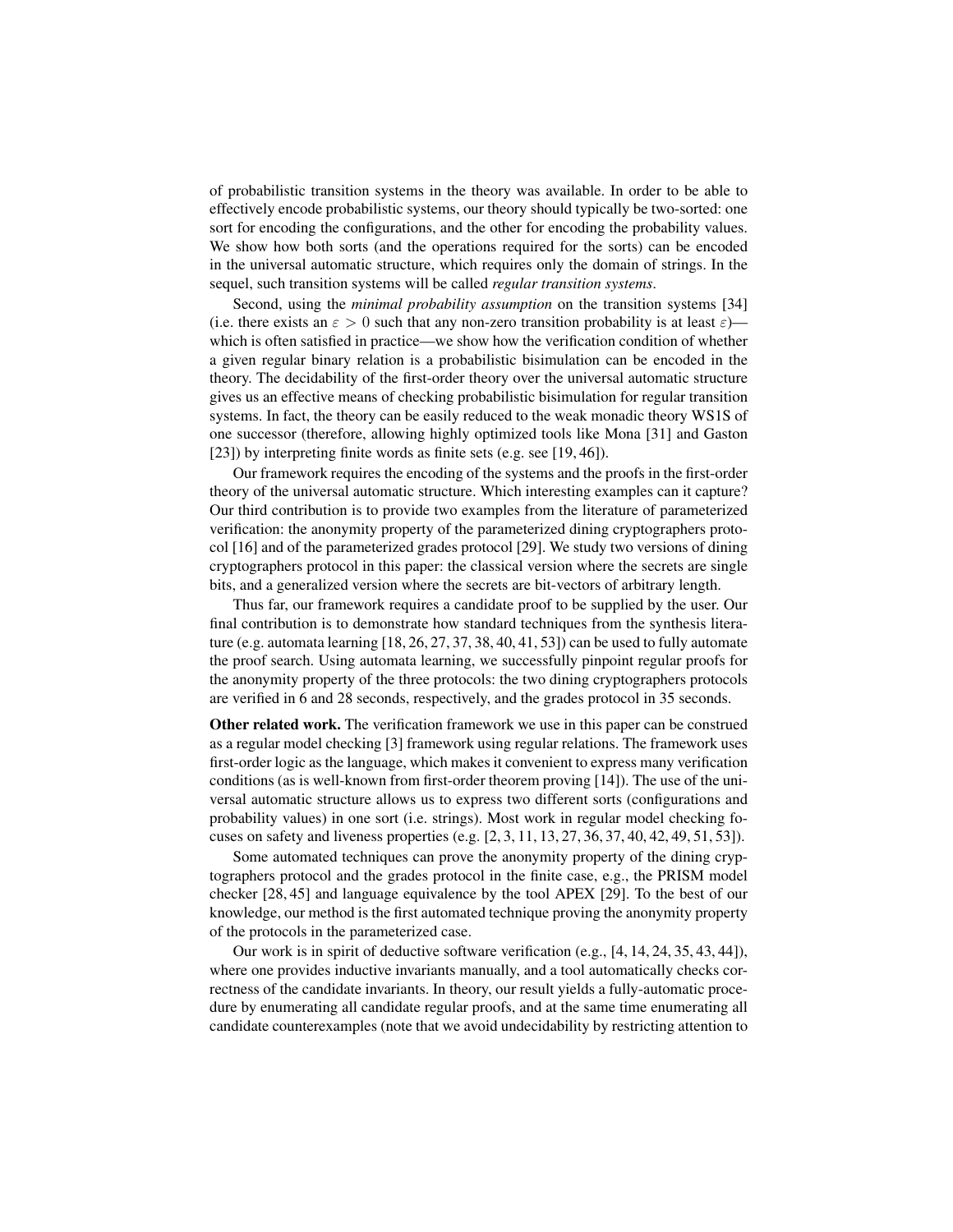of probabilistic transition systems in the theory was available. In order to be able to effectively encode probabilistic systems, our theory should typically be two-sorted: one sort for encoding the configurations, and the other for encoding the probability values. We show how both sorts (and the operations required for the sorts) can be encoded in the universal automatic structure, which requires only the domain of strings. In the sequel, such transition systems will be called *regular transition systems*.

Second, using the *minimal probability assumption* on the transition systems [34] (i.e. there exists an $\varepsilon > 0$ such that any non-zero transition probability is at least $\varepsilon$)—which is often satisfied in practice—we show how the verification condition of whether a given regular binary relation is a probabilistic bisimulation can be encoded in the theory. The decidability of the first-order theory over the universal automatic structure gives us an effective means of checking probabilistic bisimulation for regular transition systems. In fact, the theory can be easily reduced to the weak monadic theory WS1S of one successor (therefore, allowing highly optimized tools like Mona [31] and Gaston [23]) by interpreting finite words as finite sets (e.g. see [19, 46]).

Our framework requires the encoding of the systems and the proofs in the first-order theory of the universal automatic structure. Which interesting examples can it capture? Our third contribution is to provide two examples from the literature of parameterized verification: the anonymity property of the parameterized dining cryptographers protocol [16] and of the parameterized grades protocol [29]. We study two versions of dining cryptographers protocol in this paper: the classical version where the secrets are single bits, and a generalized version where the secrets are bit-vectors of arbitrary length.

Thus far, our framework requires a candidate proof to be supplied by the user. Our final contribution is to demonstrate how standard techniques from the synthesis literature (e.g. automata learning [18, 26, 27, 37, 38, 40, 41, 53]) can be used to fully automate the proof search. Using automata learning, we successfully pinpoint regular proofs for the anonymity property of the three protocols: the two dining cryptographers protocols are verified in 6 and 28 seconds, respectively, and the grades protocol in 35 seconds.

**Other related work.** The verification framework we use in this paper can be construed as a regular model checking [3] framework using regular relations. The framework uses first-order logic as the language, which makes it convenient to express many verification conditions (as is well-known from first-order theorem proving [14]). The use of the universal automatic structure allows us to express two different sorts (configurations and probability values) in one sort (i.e. strings). Most work in regular model checking focuses on safety and liveness properties (e.g. [2, 3, 11, 13, 27, 36, 37, 40, 42, 49, 51, 53]).

Some automated techniques can prove the anonymity property of the dining cryptographers protocol and the grades protocol in the finite case, e.g., the PRISM model checker [28, 45] and language equivalence by the tool APEX [29]. To the best of our knowledge, our method is the first automated technique proving the anonymity property of the protocols in the parameterized case.

Our work is in spirit of deductive software verification (e.g., [4, 14, 24, 35, 43, 44]), where one provides inductive invariants manually, and a tool automatically checks correctness of the candidate invariants. In theory, our result yields a fully-automatic procedure by enumerating all candidate regular proofs, and at the same time enumerating all candidate counterexamples (note that we avoid undecidability by restricting attention to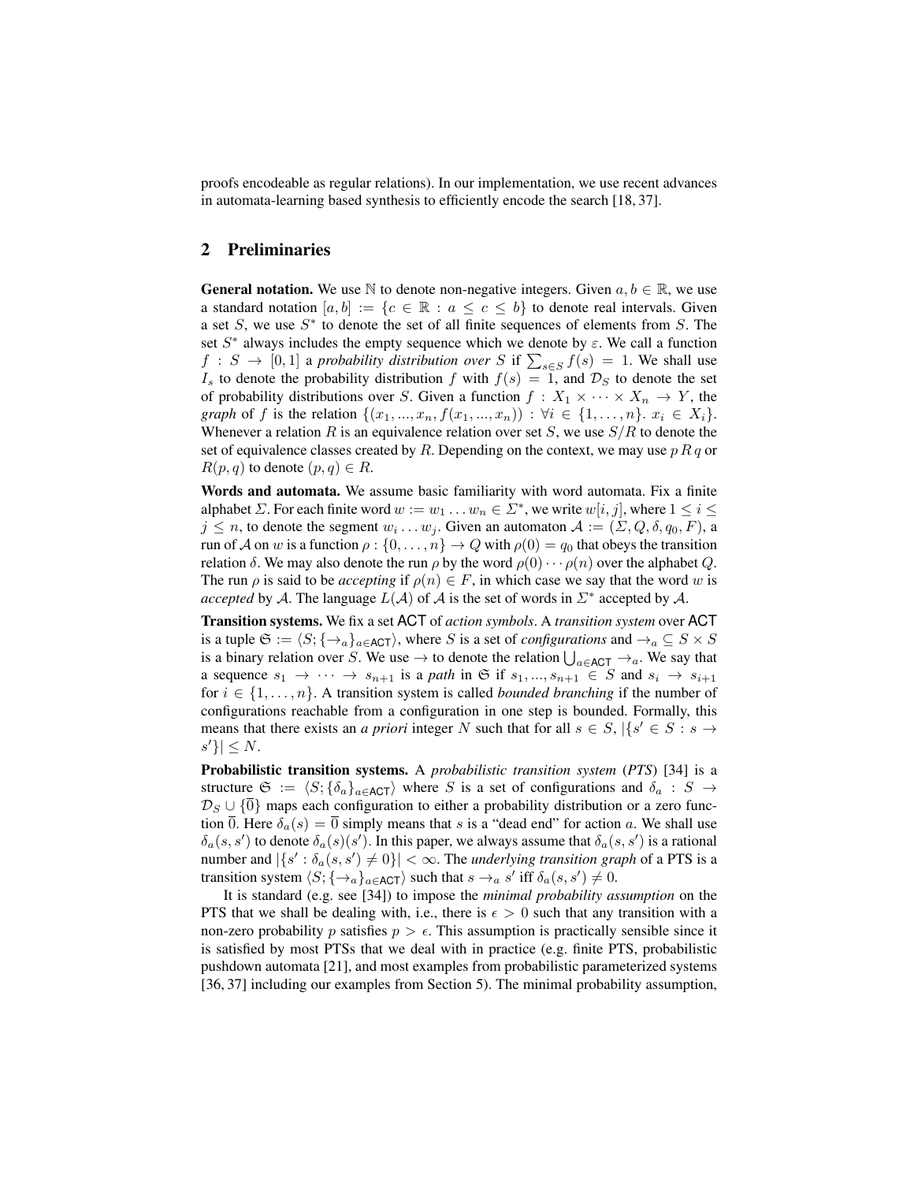proofs encodeable as regular relations). In our implementation, we use recent advances in automata-learning based synthesis to efficiently encode the search [18, 37].

## 2 Preliminaries

**General notation.** We use $\mathbb{N}$ to denote non-negative integers. Given $a, b \in \mathbb{R}$, we use a standard notation $[a, b] := \{c \in \mathbb{R} : a \leq c \leq b\}$ to denote real intervals. Given a set $S$, we use $S^*$ to denote the set of all finite sequences of elements from $S$. The set $S^*$ always includes the empty sequence which we denote by $\varepsilon$. We call a function $f : S \to [0, 1]$ a *probability distribution over* $S$ if $\sum_{s \in S} f(s) = 1$. We shall use $I_s$ to denote the probability distribution $f$ with $f(s) = 1$, and $\mathcal{D}_S$ to denote the set of probability distributions over $S$. Given a function $f : X_1 \times \cdots \times X_n \to Y$, the *graph* of $f$ is the relation $\{(x_1, ..., x_n, f(x_1, ..., x_n)) : \forall i \in \{1, \ldots, n\}.\ x_i \in X_i\}$. Whenever a relation $R$ is an equivalence relation over set $S$, we use $S/R$ to denote the set of equivalence classes created by $R$. Depending on the context, we may use $p\, R\, q$ or $R(p, q)$ to denote $(p, q) \in R$.

**Words and automata.** We assume basic familiarity with word automata. Fix a finite alphabet $\Sigma$. For each finite word $w := w_1 \ldots w_n \in \Sigma^*$, we write $w[i, j]$, where $1 \leq i \leq j \leq n$, to denote the segment $w_i \ldots w_j$. Given an automaton $\mathcal{A} := (\Sigma, Q, \delta, q_0, F)$, a run of $\mathcal{A}$ on $w$ is a function $\rho : \{0, \ldots, n\} \to Q$ with $\rho(0) = q_0$ that obeys the transition relation $\delta$. We may also denote the run $\rho$ by the word $\rho(0) \cdots \rho(n)$ over the alphabet $Q$. The run $\rho$ is said to be *accepting* if $\rho(n) \in F$, in which case we say that the word $w$ is *accepted* by $\mathcal{A}$. The language $L(\mathcal{A})$ of $\mathcal{A}$ is the set of words in $\Sigma^*$ accepted by $\mathcal{A}$.

**Transition systems.** We fix a set $\mathsf{ACT}$ of *action symbols*. A *transition system* over $\mathsf{ACT}$ is a tuple $\mathfrak{S} := \langle S; \{\to_a\}_{a \in \mathsf{ACT}} \rangle$, where $S$ is a set of *configurations* and $\to_a \subseteq S \times S$ is a binary relation over $S$. We use $\to$ to denote the relation $\bigcup_{a \in \mathsf{ACT}} \to_a$. We say that a sequence $s_1 \to \cdots \to s_{n+1}$ is a *path* in $\mathfrak{S}$ if $s_1, ..., s_{n+1} \in S$ and $s_i \to s_{i+1}$ for $i \in \{1, \ldots, n\}$. A transition system is called *bounded branching* if the number of configurations reachable from a configuration in one step is bounded. Formally, this means that there exists an *a priori* integer $N$ such that for all $s \in S$, $|\{s' \in S : s \to s'\}| \leq N$.

**Probabilistic transition systems.** A *probabilistic transition system* (*PTS*) [34] is a structure $\mathfrak{S} := \langle S; \{\delta_a\}_{a \in \mathsf{ACT}} \rangle$ where $S$ is a set of configurations and $\delta_a : S \to \mathcal{D}_S \cup \{\overline{0}\}$ maps each configuration to either a probability distribution or a zero function $\overline{0}$. Here $\delta_a(s) = \overline{0}$ simply means that $s$ is a "dead end" for action $a$. We shall use $\delta_a(s, s')$ to denote $\delta_a(s)(s')$. In this paper, we always assume that $\delta_a(s, s')$ is a rational number and $|\{s' : \delta_a(s, s') \neq 0\}| < \infty$. The *underlying transition graph* of a PTS is a transition system $\langle S; \{\to_a\}_{a \in \mathsf{ACT}} \rangle$ such that $s \to_a s'$ iff $\delta_a(s, s') \neq 0$.

It is standard (e.g. see [34]) to impose the *minimal probability assumption* on the PTS that we shall be dealing with, i.e., there is $\epsilon > 0$ such that any transition with a non-zero probability $p$ satisfies $p > \epsilon$. This assumption is practically sensible since it is satisfied by most PTSs that we deal with in practice (e.g. finite PTS, probabilistic pushdown automata [21], and most examples from probabilistic parameterized systems [36, 37] including our examples from Section 5). The minimal probability assumption,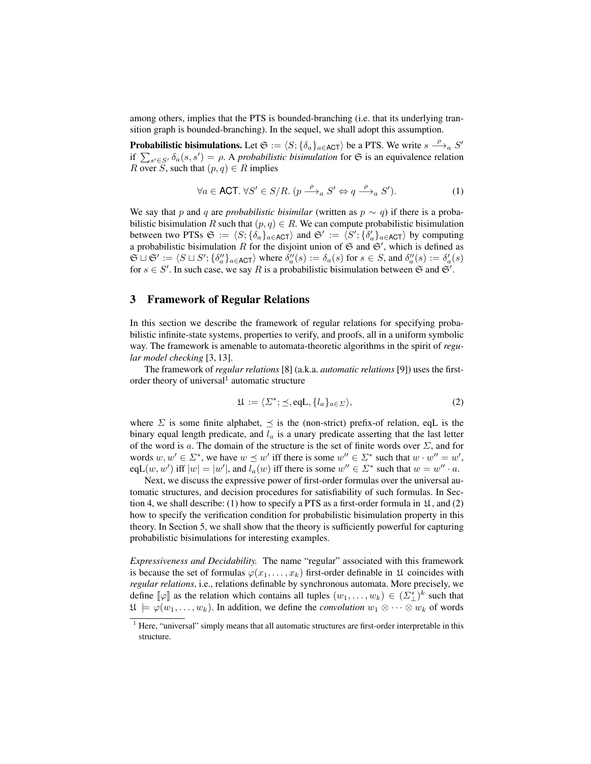among others, implies that the PTS is bounded-branching (i.e. that its underlying transition graph is bounded-branching). In the sequel, we shall adopt this assumption.

**Probabilistic bisimulations.** Let $\mathfrak{S} := \langle S; \{\delta_a\}_{a \in \mathsf{ACT}} \rangle$ be a PTS. We write $s \xrightarrow{\rho}_a S'$ if $\sum_{s' \in S'} \delta_a(s, s') = \rho$. A *probabilistic bisimulation* for $\mathfrak{S}$ is an equivalence relation $R$ over $S$, such that $(p, q) \in R$ implies

$$\forall a \in \mathsf{ACT}. \, \forall S' \in S/R. \, (p \xrightarrow{\rho}_a S' \Leftrightarrow q \xrightarrow{\rho}_a S'). \tag{1}$$

We say that $p$ and $q$ are *probabilistic bisimilar* (written as $p \sim q$) if there is a probabilistic bisimulation $R$ such that $(p, q) \in R$. We can compute probabilistic bisimulation between two PTSs $\mathfrak{S} := \langle S; \{\delta_a\}_{a \in \mathsf{ACT}} \rangle$ and $\mathfrak{S}' := \langle S'; \{\delta'_a\}_{a \in \mathsf{ACT}} \rangle$ by computing a probabilistic bisimulation $R$ for the disjoint union of $\mathfrak{S}$ and $\mathfrak{S}'$, which is defined as $\mathfrak{S} \sqcup \mathfrak{S}' := \langle S \sqcup S'; \{\delta''_a\}_{a \in \mathsf{ACT}} \rangle$ where $\delta''_a(s) := \delta_a(s)$ for $s \in S$, and $\delta''_a(s) := \delta'_a(s)$ for $s \in S'$. In such case, we say $R$ is a probabilistic bisimulation between $\mathfrak{S}$ and $\mathfrak{S}'$.

## 3 Framework of Regular Relations

In this section we describe the framework of regular relations for specifying probabilistic infinite-state systems, properties to verify, and proofs, all in a uniform symbolic way. The framework is amenable to automata-theoretic algorithms in the spirit of *regular model checking* [3, 13].

The framework of *regular relations* [8] (a.k.a. *automatic relations* [9]) uses the first-order theory of universal[1] automatic structure

$$\mathfrak{U} := \langle \Sigma^*; \preceq, \mathrm{eqL}, \{l_a\}_{a \in \Sigma} \rangle, \tag{2}$$

where $\Sigma$ is some finite alphabet, $\preceq$ is the (non-strict) prefix-of relation, eqL is the binary equal length predicate, and $l_a$ is a unary predicate asserting that the last letter of the word is $a$. The domain of the structure is the set of finite words over $\Sigma$, and for words $w, w' \in \Sigma^*$, we have $w \preceq w'$ iff there is some $w'' \in \Sigma^*$ such that $w \cdot w'' = w'$, $\mathrm{eqL}(w, w')$ iff $|w| = |w'|$, and $l_a(w)$ iff there is some $w'' \in \Sigma^*$ such that $w = w'' \cdot a$.

Next, we discuss the expressive power of first-order formulas over the universal automatic structures, and decision procedures for satisfiability of such formulas. In Section 4, we shall describe: (1) how to specify a PTS as a first-order formula in $\mathfrak{U}$, and (2) how to specify the verification condition for probabilistic bisimulation property in this theory. In Section 5, we shall show that the theory is sufficiently powerful for capturing probabilistic bisimulations for interesting examples.

*Expressiveness and Decidability.* The name "regular" associated with this framework is because the set of formulas $\varphi(x_1, \ldots, x_k)$ first-order definable in $\mathfrak{U}$ coincides with *regular relations*, i.e., relations definable by synchronous automata. More precisely, we define $[\![\varphi]\!]$ as the relation which contains all tuples $(w_1, \ldots, w_k) \in (\Sigma_\perp^*)^k$ such that $\mathfrak{U} \models \varphi(w_1, \ldots, w_k)$. In addition, we define the *convolution* $w_1 \otimes \cdots \otimes w_k$ of words

[1] Here, "universal" simply means that all automatic structures are first-order interpretable in this structure.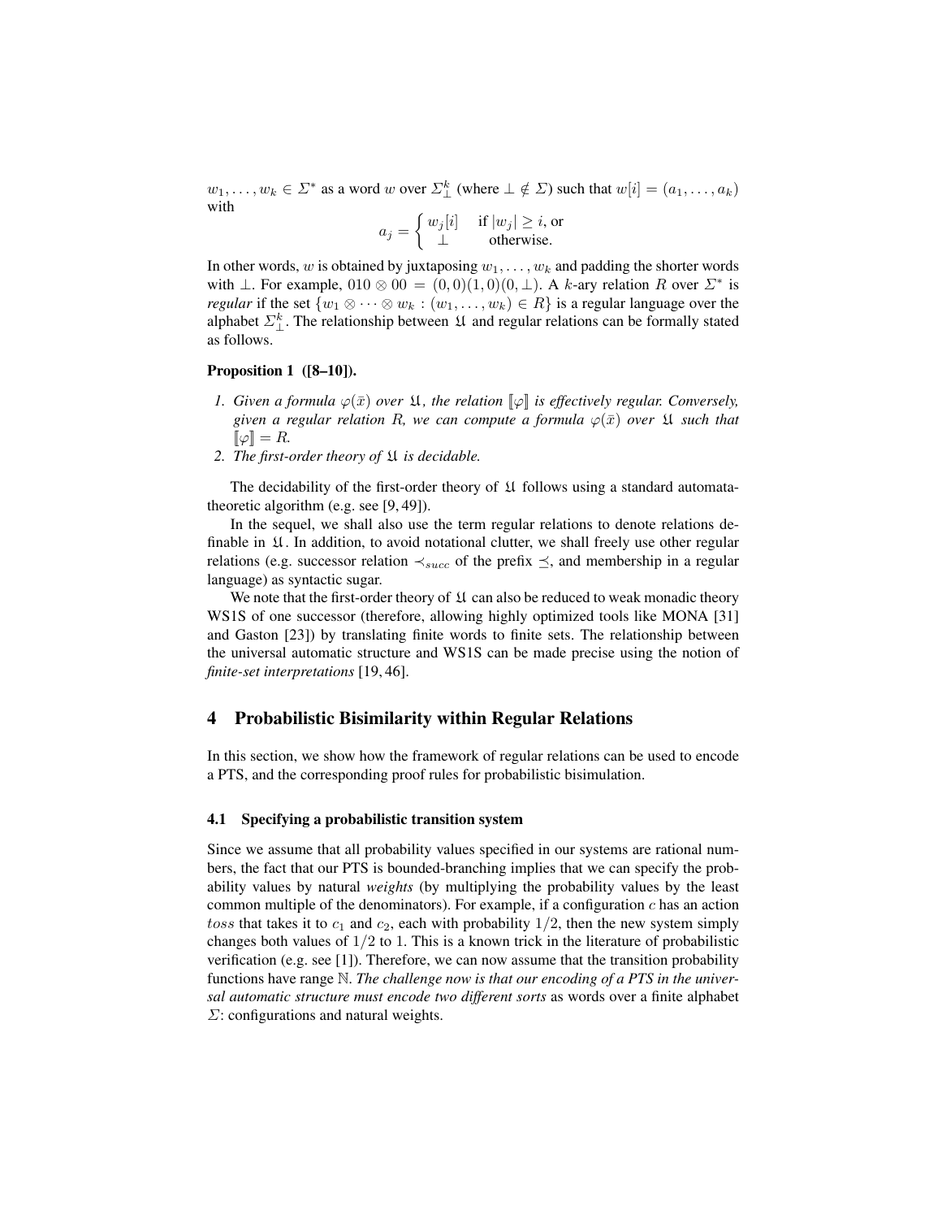$w_1, \ldots, w_k \in \Sigma^*$ as a word $w$ over $\Sigma_\perp^k$ (where $\perp \notin \Sigma$) such that $w[i] = (a_1, \ldots, a_k)$ with

$$a_j = \begin{cases} w_j[i] & \text{if } |w_j| \geq i, \text{ or} \\ \perp & \text{otherwise.} \end{cases}$$

In other words, $w$ is obtained by juxtaposing $w_1, \ldots, w_k$ and padding the shorter words with $\perp$. For example, $010 \otimes 00 = (0,0)(1,0)(0,\perp)$. A $k$-ary relation $R$ over $\Sigma^*$ is *regular* if the set $\{w_1 \otimes \cdots \otimes w_k : (w_1, \ldots, w_k) \in R\}$ is a regular language over the alphabet $\Sigma_\perp^k$. The relationship between $\mathfrak{U}$ and regular relations can be formally stated as follows.

**Proposition 1 ([8–10]).**

1. *Given a formula $\varphi(\bar{x})$ over $\mathfrak{U}$, the relation $[\![\varphi]\!]$ is effectively regular. Conversely, given a regular relation $R$, we can compute a formula $\varphi(\bar{x})$ over $\mathfrak{U}$ such that $[\![\varphi]\!] = R$.*
2. *The first-order theory of $\mathfrak{U}$ is decidable.*

The decidability of the first-order theory of $\mathfrak{U}$ follows using a standard automata-theoretic algorithm (e.g. see [9, 49]).

In the sequel, we shall also use the term regular relations to denote relations definable in $\mathfrak{U}$. In addition, to avoid notational clutter, we shall freely use other regular relations (e.g. successor relation $\prec_{succ}$ of the prefix $\preceq$, and membership in a regular language) as syntactic sugar.

We note that the first-order theory of $\mathfrak{U}$ can also be reduced to weak monadic theory WS1S of one successor (therefore, allowing highly optimized tools like MONA [31] and Gaston [23]) by translating finite words to finite sets. The relationship between the universal automatic structure and WS1S can be made precise using the notion of *finite-set interpretations* [19, 46].

## 4 Probabilistic Bisimilarity within Regular Relations

In this section, we show how the framework of regular relations can be used to encode a PTS, and the corresponding proof rules for probabilistic bisimulation.

### 4.1 Specifying a probabilistic transition system

Since we assume that all probability values specified in our systems are rational numbers, the fact that our PTS is bounded-branching implies that we can specify the probability values by natural *weights* (by multiplying the probability values by the least common multiple of the denominators). For example, if a configuration $c$ has an action $toss$ that takes it to $c_1$ and $c_2$, each with probability $1/2$, then the new system simply changes both values of $1/2$ to 1. This is a known trick in the literature of probabilistic verification (e.g. see [1]). Therefore, we can now assume that the transition probability functions have range $\mathbb{N}$. *The challenge now is that our encoding of a PTS in the universal automatic structure must encode two different sorts* as words over a finite alphabet $\Sigma$: configurations and natural weights.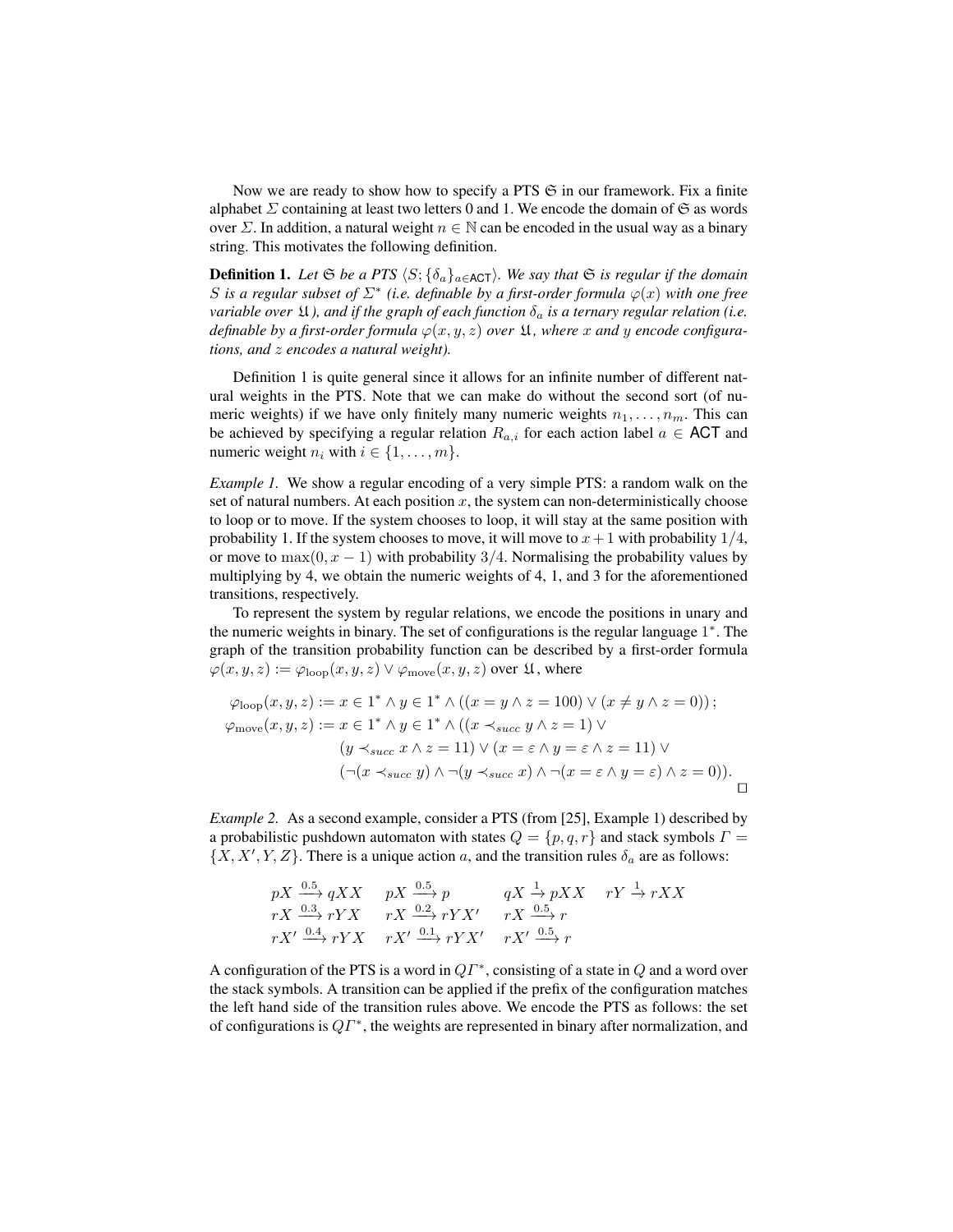Now we are ready to show how to specify a PTS $\mathfrak{S}$ in our framework. Fix a finite alphabet $\Sigma$ containing at least two letters 0 and 1. We encode the domain of $\mathfrak{S}$ as words over $\Sigma$. In addition, a natural weight $n \in \mathbb{N}$ can be encoded in the usual way as a binary string. This motivates the following definition.

**Definition 1.** *Let $\mathfrak{S}$ be a PTS $\langle S; \{\delta_a\}_{a \in \mathsf{ACT}} \rangle$. We say that $\mathfrak{S}$ is regular if the domain $S$ is a regular subset of $\Sigma^*$ (i.e. definable by a first-order formula $\varphi(x)$ with one free variable over $\mathfrak{U}$), and if the graph of each function $\delta_a$ is a ternary regular relation (i.e. definable by a first-order formula $\varphi(x, y, z)$ over $\mathfrak{U}$, where $x$ and $y$ encode configurations, and $z$ encodes a natural weight).*

Definition 1 is quite general since it allows for an infinite number of different natural weights in the PTS. Note that we can make do without the second sort (of numeric weights) if we have only finitely many numeric weights $n_1, \ldots, n_m$. This can be achieved by specifying a regular relation $R_{a,i}$ for each action label $a \in \mathsf{ACT}$ and numeric weight $n_i$ with $i \in \{1, \ldots, m\}$.

*Example 1.* We show a regular encoding of a very simple PTS: a random walk on the set of natural numbers. At each position $x$, the system can non-deterministically choose to loop or to move. If the system chooses to loop, it will stay at the same position with probability 1. If the system chooses to move, it will move to $x+1$ with probability $1/4$, or move to $\max(0, x-1)$ with probability $3/4$. Normalising the probability values by multiplying by 4, we obtain the numeric weights of 4, 1, and 3 for the aforementioned transitions, respectively.

To represent the system by regular relations, we encode the positions in unary and the numeric weights in binary. The set of configurations is the regular language $1^*$. The graph of the transition probability function can be described by a first-order formula $\varphi(x, y, z) := \varphi_{\mathrm{loop}}(x, y, z) \vee \varphi_{\mathrm{move}}(x, y, z)$ over $\mathfrak{U}$, where

$$
\begin{aligned}
\varphi_{\mathrm{loop}}(x, y, z) &:= x \in 1^* \wedge y \in 1^* \wedge ((x = y \wedge z = 100) \vee (x \neq y \wedge z = 0)); \\
\varphi_{\mathrm{move}}(x, y, z) &:= x \in 1^* \wedge y \in 1^* \wedge ((x \prec_{succ} y \wedge z = 1) \vee \\
&\qquad (y \prec_{succ} x \wedge z = 11) \vee (x = \varepsilon \wedge y = \varepsilon \wedge z = 11) \vee \\
&\qquad (\neg(x \prec_{succ} y) \wedge \neg(y \prec_{succ} x) \wedge \neg(x = \varepsilon \wedge y = \varepsilon) \wedge z = 0)).
\end{aligned}
$$

□

*Example 2.* As a second example, consider a PTS (from [25], Example 1) described by a probabilistic pushdown automaton with states $Q = \{p, q, r\}$ and stack symbols $\Gamma = \{X, X', Y, Z\}$. There is a unique action $a$, and the transition rules $\delta_a$ are as follows:

$$
\begin{array}{llll}
pX \xrightarrow{0.5} qXX & pX \xrightarrow{0.5} p & qX \xrightarrow{1} pXX & rY \xrightarrow{1} rXX \\
rX \xrightarrow{0.3} rYX & rX \xrightarrow{0.2} rYX' & rX \xrightarrow{0.5} r & \\
rX' \xrightarrow{0.4} rYX & rX' \xrightarrow{0.1} rYX' & rX' \xrightarrow{0.5} r &
\end{array}
$$

A configuration of the PTS is a word in $Q\Gamma^*$, consisting of a state in $Q$ and a word over the stack symbols. A transition can be applied if the prefix of the configuration matches the left hand side of the transition rules above. We encode the PTS as follows: the set of configurations is $Q\Gamma^*$, the weights are represented in binary after normalization, and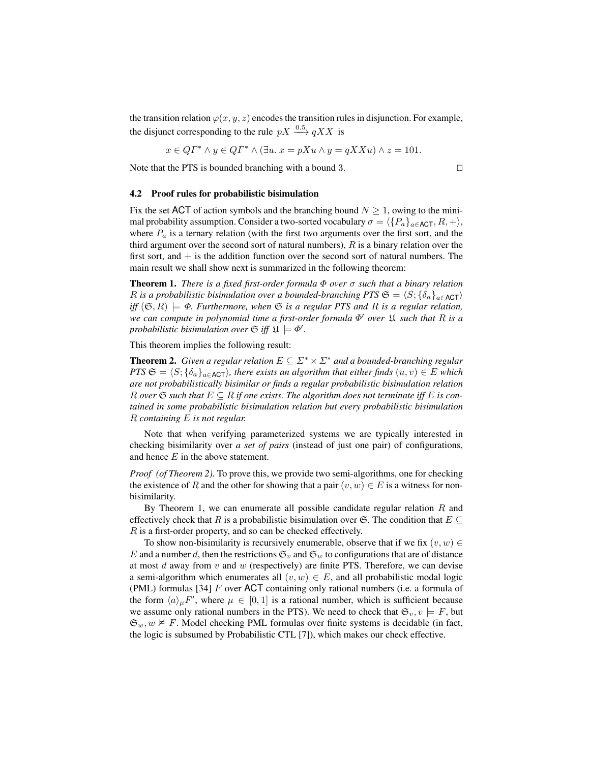the transition relation $\varphi(x, y, z)$ encodes the transition rules in disjunction. For example, the disjunct corresponding to the rule $pX \xrightarrow{0.5} qXX$ is

$$x \in Q\Gamma^* \wedge y \in Q\Gamma^* \wedge (\exists u.\ x = pXu \wedge y = qXXu) \wedge z = 101.$$

Note that the PTS is bounded branching with a bound 3. $\square$

### 4.2 Proof rules for probabilistic bisimulation

Fix the set ACT of action symbols and the branching bound $N \geq 1$, owing to the minimal probability assumption. Consider a two-sorted vocabulary $\sigma = \langle \{P_a\}_{a \in \mathsf{ACT}}, R, + \rangle$, where $P_a$ is a ternary relation (with the first two arguments over the first sort, and the third argument over the second sort of natural numbers), $R$ is a binary relation over the first sort, and $+$ is the addition function over the second sort of natural numbers. The main result we shall show next is summarized in the following theorem:

**Theorem 1.** *There is a fixed first-order formula $\Phi$ over $\sigma$ such that a binary relation $R$ is a probabilistic bisimulation over a bounded-branching PTS $\mathfrak{S} = \langle S; \{\delta_a\}_{a \in \mathsf{ACT}} \rangle$ iff $(\mathfrak{S}, R) \models \Phi$. Furthermore, when $\mathfrak{S}$ is a regular PTS and $R$ is a regular relation, we can compute in polynomial time a first-order formula $\Phi'$ over $\mathfrak{U}$ such that $R$ is a probabilistic bisimulation over $\mathfrak{S}$ iff $\mathfrak{U} \models \Phi'$.*

This theorem implies the following result:

**Theorem 2.** *Given a regular relation $E \subseteq \Sigma^* \times \Sigma^*$ and a bounded-branching regular PTS $\mathfrak{S} = \langle S; \{\delta_a\}_{a \in \mathsf{ACT}} \rangle$, there exists an algorithm that either finds $(u, v) \in E$ which are not probabilistically bisimilar or finds a regular probabilistic bisimulation relation $R$ over $\mathfrak{S}$ such that $E \subseteq R$ if one exists. The algorithm does not terminate iff $E$ is contained in some probabilistic bisimulation relation but every probabilistic bisimulation $R$ containing $E$ is not regular.*

Note that when verifying parameterized systems we are typically interested in checking bisimilarity over *a set of pairs* (instead of just one pair) of configurations, and hence $E$ in the above statement.

*Proof (of Theorem 2).* To prove this, we provide two semi-algorithms, one for checking the existence of $R$ and the other for showing that a pair $(v, w) \in E$ is a witness for non-bisimilarity.

By Theorem 1, we can enumerate all possible candidate regular relation $R$ and effectively check that $R$ is a probabilistic bisimulation over $\mathfrak{S}$. The condition that $E \subseteq R$ is a first-order property, and so can be checked effectively.

To show non-bisimilarity is recursively enumerable, observe that if we fix $(v, w) \in E$ and a number $d$, then the restrictions $\mathfrak{S}_v$ and $\mathfrak{S}_w$ to configurations that are of distance at most $d$ away from $v$ and $w$ (respectively) are finite PTS. Therefore, we can devise a semi-algorithm which enumerates all $(v, w) \in E$, and all probabilistic modal logic (PML) formulas [34] $F$ over ACT containing only rational numbers (i.e. a formula of the form $\langle a \rangle_\mu F'$, where $\mu \in [0, 1]$ is a rational number, which is sufficient because we assume only rational numbers in the PTS). We need to check that $\mathfrak{S}_v, v \models F$, but $\mathfrak{S}_w, w \not\models F$. Model checking PML formulas over finite systems is decidable (in fact, the logic is subsumed by Probabilistic CTL [7]), which makes our check effective.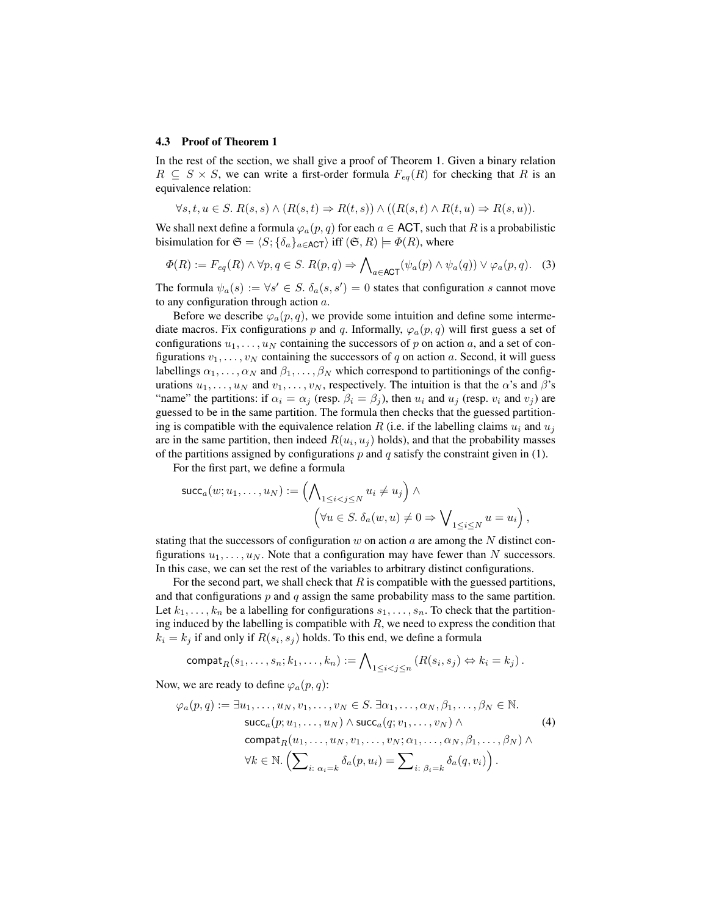### 4.3 Proof of Theorem 1

In the rest of the section, we shall give a proof of Theorem 1. Given a binary relation $R \subseteq S \times S$, we can write a first-order formula $F_{eq}(R)$ for checking that $R$ is an equivalence relation:

$$\forall s, t, u \in S.\ R(s, s) \wedge (R(s, t) \Rightarrow R(t, s)) \wedge ((R(s, t) \wedge R(t, u) \Rightarrow R(s, u)).$$

We shall next define a formula $\varphi_a(p, q)$ for each $a \in \mathsf{ACT}$, such that $R$ is a probabilistic bisimulation for $\mathfrak{S} = \langle S; \{\delta_a\}_{a \in \mathsf{ACT}} \rangle$ iff $(\mathfrak{S}, R) \models \Phi(R)$, where

$$\Phi(R) := F_{eq}(R) \wedge \forall p, q \in S.\ R(p, q) \Rightarrow \bigwedge\nolimits_{a \in \mathsf{ACT}} (\psi_a(p) \wedge \psi_a(q)) \vee \varphi_a(p, q). \quad (3)$$

The formula $\psi_a(s) := \forall s' \in S.\ \delta_a(s, s') = 0$ states that configuration $s$ cannot move to any configuration through action $a$.

Before we describe $\varphi_a(p, q)$, we provide some intuition and define some intermediate macros. Fix configurations $p$ and $q$. Informally, $\varphi_a(p, q)$ will first guess a set of configurations $u_1, \ldots, u_N$ containing the successors of $p$ on action $a$, and a set of configurations $v_1, \ldots, v_N$ containing the successors of $q$ on action $a$. Second, it will guess labellings $\alpha_1, \ldots, \alpha_N$ and $\beta_1, \ldots, \beta_N$ which correspond to partitionings of the configurations $u_1, \ldots, u_N$ and $v_1, \ldots, v_N$, respectively. The intuition is that the $\alpha$'s and $\beta$'s "name" the partitions: if $\alpha_i = \alpha_j$ (resp. $\beta_i = \beta_j$), then $u_i$ and $u_j$ (resp. $v_i$ and $v_j$) are guessed to be in the same partition. The formula then checks that the guessed partitioning is compatible with the equivalence relation $R$ (i.e. if the labelling claims $u_i$ and $u_j$ are in the same partition, then indeed $R(u_i, u_j)$ holds), and that the probability masses of the partitions assigned by configurations $p$ and $q$ satisfy the constraint given in (1).

For the first part, we define a formula

$$\mathsf{succ}_a(w; u_1, \ldots, u_N) := \left( \bigwedge\nolimits_{1 \le i < j \le N} u_i \neq u_j \right) \wedge \left( \forall u \in S.\ \delta_a(w, u) \neq 0 \Rightarrow \bigvee\nolimits_{1 \le i \le N} u = u_i \right),$$

stating that the successors of configuration $w$ on action $a$ are among the $N$ distinct configurations $u_1, \ldots, u_N$. Note that a configuration may have fewer than $N$ successors. In this case, we can set the rest of the variables to arbitrary distinct configurations.

For the second part, we shall check that $R$ is compatible with the guessed partitions, and that configurations $p$ and $q$ assign the same probability mass to the same partition. Let $k_1, \ldots, k_n$ be a labelling for configurations $s_1, \ldots, s_n$. To check that the partitioning induced by the labelling is compatible with $R$, we need to express the condition that $k_i = k_j$ if and only if $R(s_i, s_j)$ holds. To this end, we define a formula

$$\mathsf{compat}_R(s_1, \ldots, s_n; k_1, \ldots, k_n) := \bigwedge\nolimits_{1 \le i < j \le n} (R(s_i, s_j) \Leftrightarrow k_i = k_j).$$

Now, we are ready to define $\varphi_a(p, q)$:

$$\begin{aligned}
\varphi_a(p, q) := \exists u_1, \ldots, u_N, v_1, \ldots, v_N \in S.\ \exists \alpha_1, \ldots, \alpha_N, \beta_1, \ldots, \beta_N \in \mathbb{N}. \\
\mathsf{succ}_a(p; u_1, \ldots, u_N) \wedge \mathsf{succ}_a(q; v_1, \ldots, v_N) \wedge \\
\mathsf{compat}_R(u_1, \ldots, u_N, v_1, \ldots, v_N; \alpha_1, \ldots, \alpha_N, \beta_1, \ldots, \beta_N) \wedge \\
\forall k \in \mathbb{N}. \left( \sum\nolimits_{i:\ \alpha_i = k} \delta_a(p, u_i) = \sum\nolimits_{i:\ \beta_i = k} \delta_a(q, v_i) \right).
\end{aligned} \quad (4)$$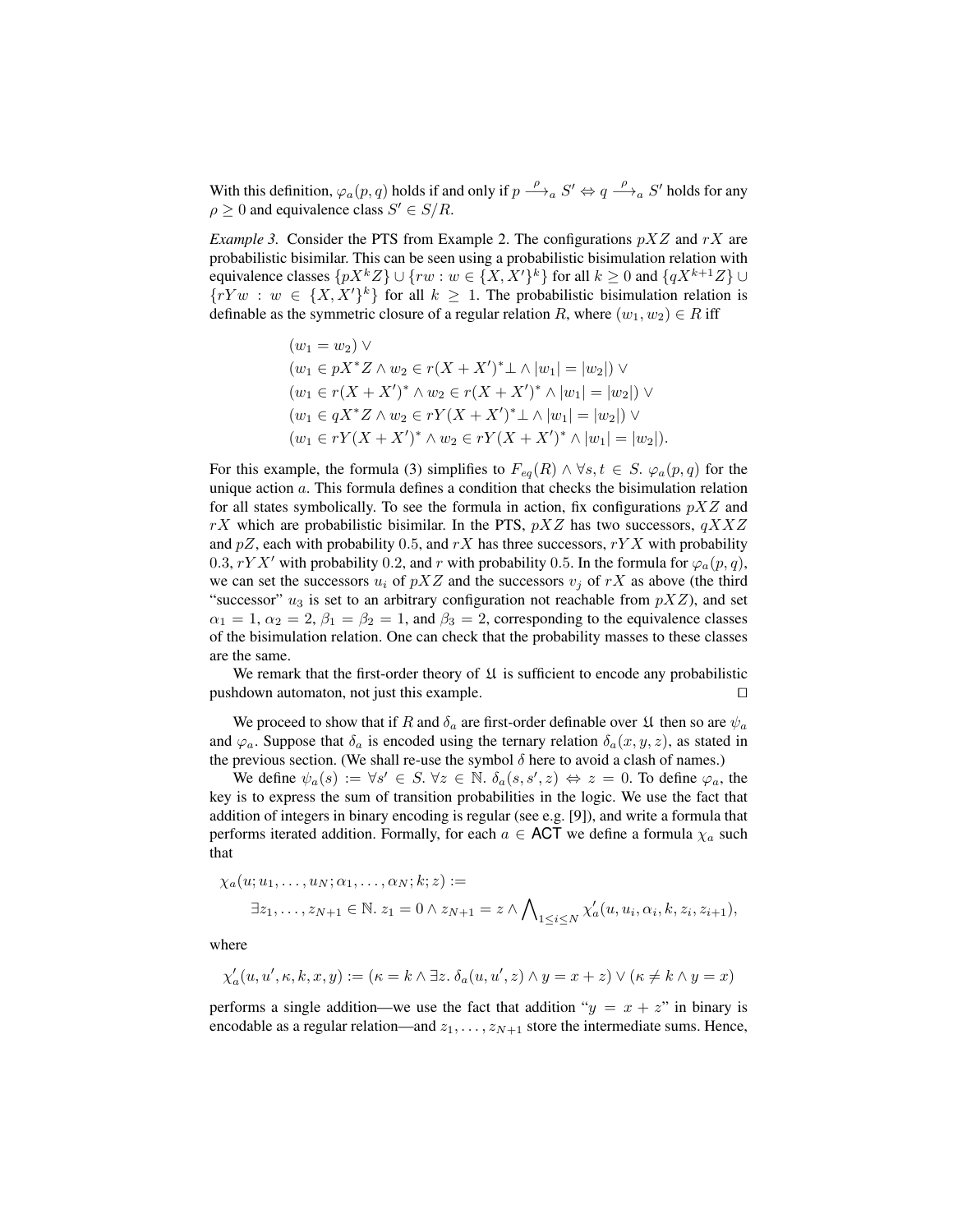With this definition, $\varphi_a(p, q)$ holds if and only if $p \xrightarrow{\rho}_a S' \Leftrightarrow q \xrightarrow{\rho}_a S'$ holds for any $\rho \geq 0$ and equivalence class $S' \in S/R$.

*Example 3.* Consider the PTS from Example 2. The configurations $pXZ$ and $rX$ are probabilistic bisimilar. This can be seen using a probabilistic bisimulation relation with equivalence classes $\{pX^kZ\} \cup \{rw : w \in \{X, X'\}^k\}$ for all $k \geq 0$ and $\{qX^{k+1}Z\} \cup \{rYw : w \in \{X, X'\}^k\}$ for all $k \geq 1$. The probabilistic bisimulation relation is definable as the symmetric closure of a regular relation $R$, where $(w_1, w_2) \in R$ iff

$$
\begin{aligned}
&(w_1 = w_2) \lor \\
&(w_1 \in pX^*Z \land w_2 \in r(X + X')^*\bot \land |w_1| = |w_2|) \lor \\
&(w_1 \in r(X + X')^* \land w_2 \in r(X + X')^* \land |w_1| = |w_2|) \lor \\
&(w_1 \in qX^*Z \land w_2 \in rY(X + X')^*\bot \land |w_1| = |w_2|) \lor \\
&(w_1 \in rY(X + X')^* \land w_2 \in rY(X + X')^* \land |w_1| = |w_2|).
\end{aligned}
$$

For this example, the formula (3) simplifies to $F_{eq}(R) \land \forall s, t \in S.\ \varphi_a(p, q)$ for the unique action $a$. This formula defines a condition that checks the bisimulation relation for all states symbolically. To see the formula in action, fix configurations $pXZ$ and $rX$ which are probabilistic bisimilar. In the PTS, $pXZ$ has two successors, $qXXZ$ and $pZ$, each with probability $0.5$, and $rX$ has three successors, $rYX$ with probability $0.3$, $rYX'$ with probability $0.2$, and $r$ with probability $0.5$. In the formula for $\varphi_a(p, q)$, we can set the successors $u_i$ of $pXZ$ and the successors $v_j$ of $rX$ as above (the third "successor" $u_3$ is set to an arbitrary configuration not reachable from $pXZ$), and set $\alpha_1 = 1$, $\alpha_2 = 2$, $\beta_1 = \beta_2 = 1$, and $\beta_3 = 2$, corresponding to the equivalence classes of the bisimulation relation. One can check that the probability masses to these classes are the same.

We remark that the first-order theory of $\mathfrak{U}$ is sufficient to encode any probabilistic pushdown automaton, not just this example. $\square$

We proceed to show that if $R$ and $\delta_a$ are first-order definable over $\mathfrak{U}$ then so are $\psi_a$ and $\varphi_a$. Suppose that $\delta_a$ is encoded using the ternary relation $\delta_a(x, y, z)$, as stated in the previous section. (We shall re-use the symbol $\delta$ here to avoid a clash of names.)

We define $\psi_a(s) := \forall s' \in S.\ \forall z \in \mathbb{N}.\ \delta_a(s, s', z) \Leftrightarrow z = 0$. To define $\varphi_a$, the key is to express the sum of transition probabilities in the logic. We use the fact that addition of integers in binary encoding is regular (see e.g. [9]), and write a formula that performs iterated addition. Formally, for each $a \in \mathsf{ACT}$ we define a formula $\chi_a$ such that

$$
\begin{aligned}
&\chi_a(u; u_1, \ldots, u_N; \alpha_1, \ldots, \alpha_N; k; z) := \\
&\qquad \exists z_1, \ldots, z_{N+1} \in \mathbb{N}.\ z_1 = 0 \land z_{N+1} = z \land \bigwedge\nolimits_{1 \leq i \leq N} \chi'_a(u, u_i, \alpha_i, k, z_i, z_{i+1}),
\end{aligned}
$$

where

$$
\chi'_a(u, u', \kappa, k, x, y) := (\kappa = k \land \exists z.\ \delta_a(u, u', z) \land y = x + z) \lor (\kappa \neq k \land y = x)
$$

performs a single addition—we use the fact that addition "$y = x + z$" in binary is encodable as a regular relation—and $z_1, \ldots, z_{N+1}$ store the intermediate sums. Hence,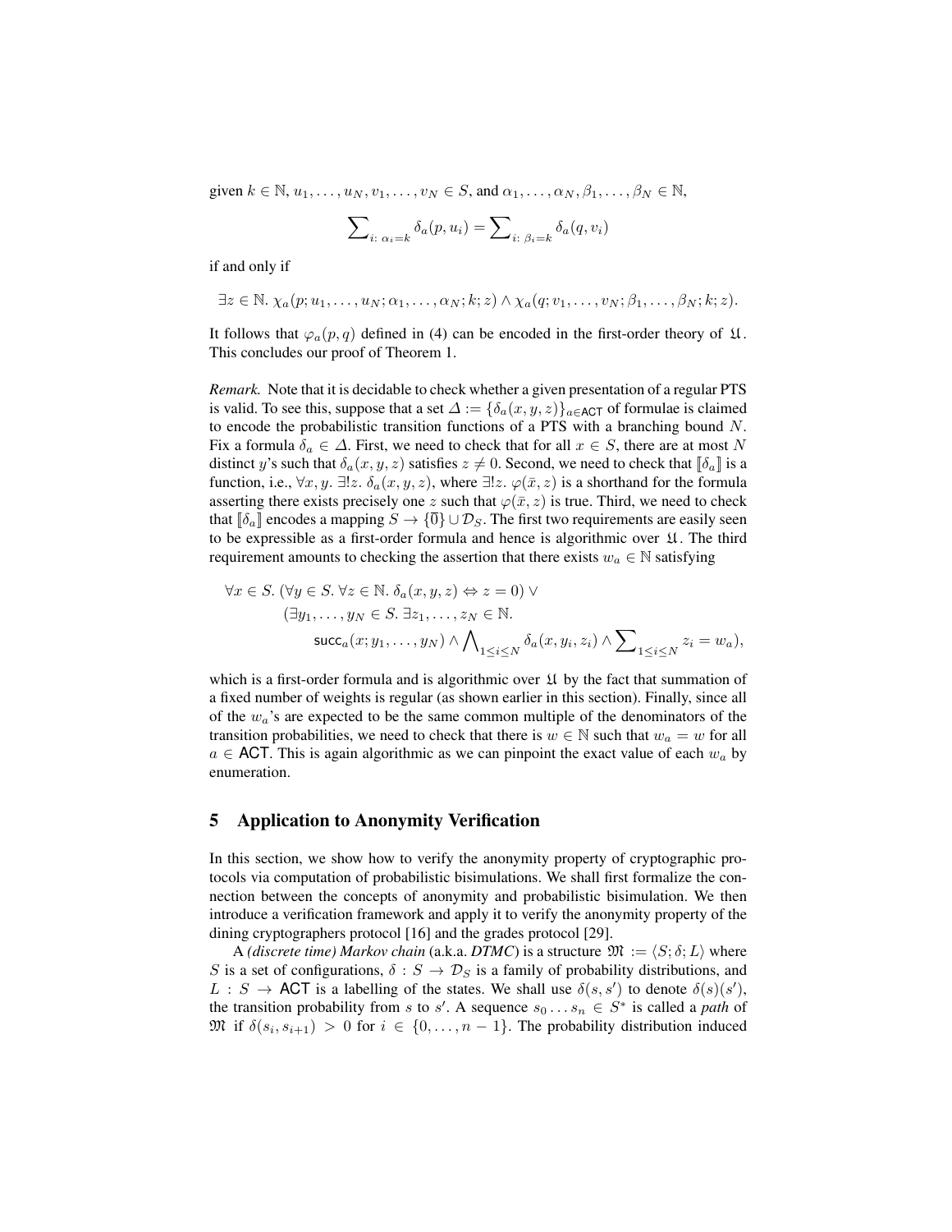given $k \in \mathbb{N}$, $u_1, \ldots, u_N, v_1, \ldots, v_N \in S$, and $\alpha_1, \ldots, \alpha_N, \beta_1, \ldots, \beta_N \in \mathbb{N}$,

$$\sum_{i:\ \alpha_i = k} \delta_a(p, u_i) = \sum_{i:\ \beta_i = k} \delta_a(q, v_i)$$

if and only if

$$\exists z \in \mathbb{N}.\ \chi_a(p; u_1, \ldots, u_N; \alpha_1, \ldots, \alpha_N; k; z) \wedge \chi_a(q; v_1, \ldots, v_N; \beta_1, \ldots, \beta_N; k; z).$$

It follows that $\varphi_a(p, q)$ defined in (4) can be encoded in the first-order theory of $\mathfrak{U}$. This concludes our proof of Theorem 1.

*Remark.* Note that it is decidable to check whether a given presentation of a regular PTS is valid. To see this, suppose that a set $\Delta := \{\delta_a(x, y, z)\}_{a \in \mathsf{ACT}}$ of formulae is claimed to encode the probabilistic transition functions of a PTS with a branching bound $N$. Fix a formula $\delta_a \in \Delta$. First, we need to check that for all $x \in S$, there are at most $N$ distinct $y$'s such that $\delta_a(x, y, z)$ satisfies $z \neq 0$. Second, we need to check that $[\![\delta_a]\!]$ is a function, i.e., $\forall x, y.\ \exists! z.\ \delta_a(x, y, z)$, where $\exists! z.\ \varphi(\bar{x}, z)$ is a shorthand for the formula asserting there exists precisely one $z$ such that $\varphi(\bar{x}, z)$ is true. Third, we need to check that $[\![\delta_a]\!]$ encodes a mapping $S \to \{\overline{0}\} \cup \mathcal{D}_S$. The first two requirements are easily seen to be expressible as a first-order formula and hence is algorithmic over $\mathfrak{U}$. The third requirement amounts to checking the assertion that there exists $w_a \in \mathbb{N}$ satisfying

$$\begin{aligned}
\forall x \in S.\ &(\forall y \in S.\ \forall z \in \mathbb{N}.\ \delta_a(x, y, z) \Leftrightarrow z = 0) \vee \\
&(\exists y_1, \ldots, y_N \in S.\ \exists z_1, \ldots, z_N \in \mathbb{N}. \\
&\qquad \mathsf{succ}_a(x; y_1, \ldots, y_N) \wedge \bigwedge_{1 \le i \le N} \delta_a(x, y_i, z_i) \wedge \sum_{1 \le i \le N} z_i = w_a),
\end{aligned}$$

which is a first-order formula and is algorithmic over $\mathfrak{U}$ by the fact that summation of a fixed number of weights is regular (as shown earlier in this section). Finally, since all of the $w_a$'s are expected to be the same common multiple of the denominators of the transition probabilities, we need to check that there is $w \in \mathbb{N}$ such that $w_a = w$ for all $a \in \mathsf{ACT}$. This is again algorithmic as we can pinpoint the exact value of each $w_a$ by enumeration.

## 5 Application to Anonymity Verification

In this section, we show how to verify the anonymity property of cryptographic protocols via computation of probabilistic bisimulations. We shall first formalize the connection between the concepts of anonymity and probabilistic bisimulation. We then introduce a verification framework and apply it to verify the anonymity property of the dining cryptographers protocol [16] and the grades protocol [29].

A *(discrete time) Markov chain* (a.k.a. *DTMC*) is a structure $\mathfrak{M} := \langle S; \delta; L \rangle$ where $S$ is a set of configurations, $\delta : S \to \mathcal{D}_S$ is a family of probability distributions, and $L : S \to \mathsf{ACT}$ is a labelling of the states. We shall use $\delta(s, s')$ to denote $\delta(s)(s')$, the transition probability from $s$ to $s'$. A sequence $s_0 \ldots s_n \in S^*$ is called a *path* of $\mathfrak{M}$ if $\delta(s_i, s_{i+1}) > 0$ for $i \in \{0, \ldots, n-1\}$. The probability distribution induced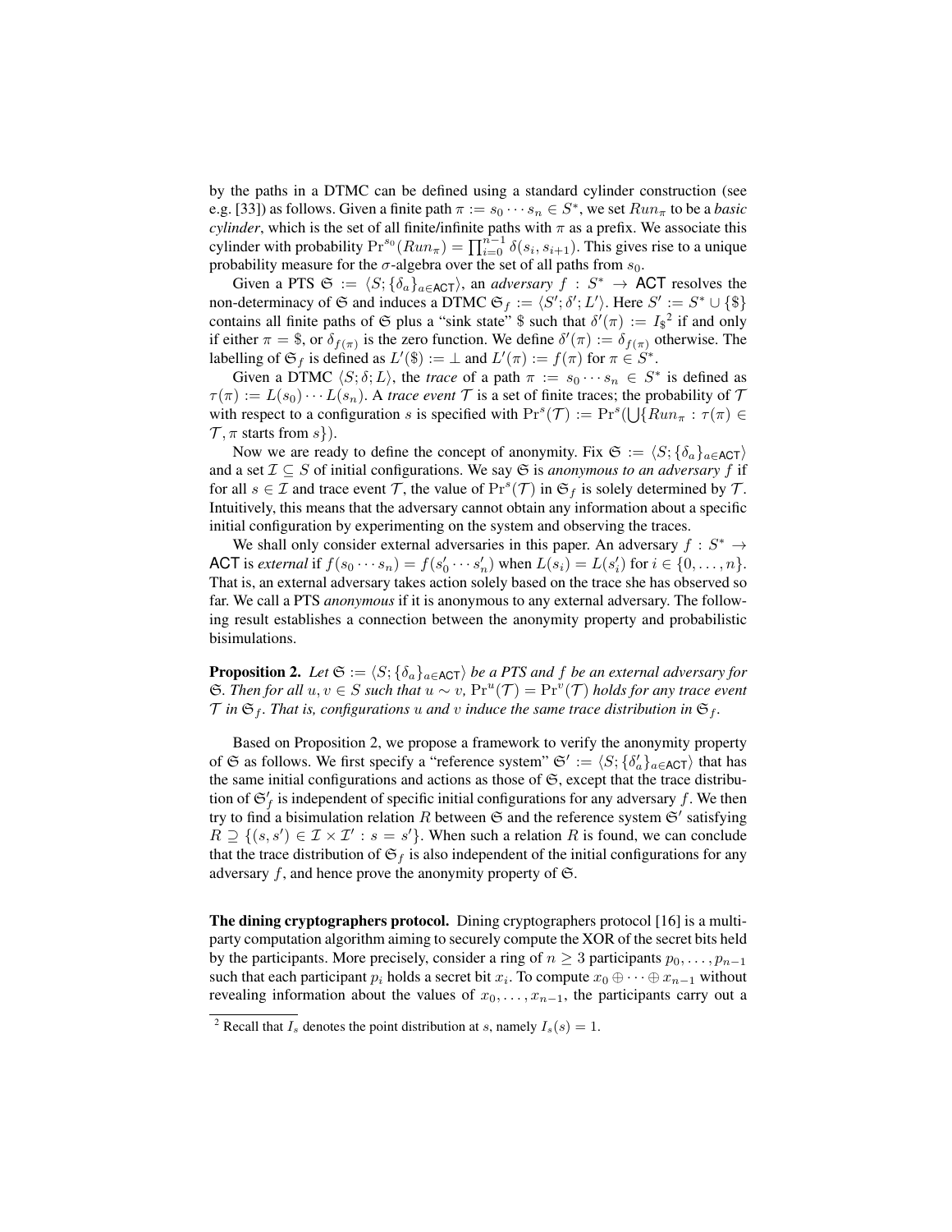by the paths in a DTMC can be defined using a standard cylinder construction (see e.g. [33]) as follows. Given a finite path $\pi := s_0 \cdots s_n \in S^*$, we set $Run_\pi$ to be a *basic cylinder*, which is the set of all finite/infinite paths with $\pi$ as a prefix. We associate this cylinder with probability $\Pr^{s_0}(Run_\pi) = \prod_{i=0}^{n-1} \delta(s_i, s_{i+1})$. This gives rise to a unique probability measure for the $\sigma$-algebra over the set of all paths from $s_0$.

Given a PTS $\mathfrak{S} := \langle S; \{\delta_a\}_{a\in\mathsf{ACT}}\rangle$, an *adversary* $f : S^* \to \mathsf{ACT}$ resolves the non-determinacy of $\mathfrak{S}$ and induces a DTMC $\mathfrak{S}_f := \langle S'; \delta'; L'\rangle$. Here $S' := S^* \cup \{\$\}$ contains all finite paths of $\mathfrak{S}$ plus a "sink state" \$ such that $\delta'(\pi) := I_\$$[2] if and only if either $\pi = \$$, or $\delta_{f(\pi)}$ is the zero function. We define $\delta'(\pi) := \delta_{f(\pi)}$ otherwise. The labelling of $\mathfrak{S}_f$ is defined as $L'(\$) := \bot$ and $L'(\pi) := f(\pi)$ for $\pi \in S^*$.

Given a DTMC $\langle S; \delta; L\rangle$, the *trace* of a path $\pi := s_0 \cdots s_n \in S^*$ is defined as $\tau(\pi) := L(s_0) \cdots L(s_n)$. A *trace event* $\mathcal{T}$ is a set of finite traces; the probability of $\mathcal{T}$ with respect to a configuration $s$ is specified with $\Pr^s(\mathcal{T}) := \Pr^s(\bigcup\{Run_\pi : \tau(\pi) \in \mathcal{T}, \pi \text{ starts from } s\})$.

Now we are ready to define the concept of anonymity. Fix $\mathfrak{S} := \langle S; \{\delta_a\}_{a\in\mathsf{ACT}}\rangle$ and a set $\mathcal{I} \subseteq S$ of initial configurations. We say $\mathfrak{S}$ is *anonymous to an adversary* $f$ if for all $s \in \mathcal{I}$ and trace event $\mathcal{T}$, the value of $\Pr^s(\mathcal{T})$ in $\mathfrak{S}_f$ is solely determined by $\mathcal{T}$. Intuitively, this means that the adversary cannot obtain any information about a specific initial configuration by experimenting on the system and observing the traces.

We shall only consider external adversaries in this paper. An adversary $f : S^* \to \mathsf{ACT}$ is *external* if $f(s_0 \cdots s_n) = f(s'_0 \cdots s'_n)$ when $L(s_i) = L(s'_i)$ for $i \in \{0, \ldots, n\}$. That is, an external adversary takes action solely based on the trace she has observed so far. We call a PTS *anonymous* if it is anonymous to any external adversary. The following result establishes a connection between the anonymity property and probabilistic bisimulations.

**Proposition 2.** *Let $\mathfrak{S} := \langle S; \{\delta_a\}_{a\in\mathsf{ACT}}\rangle$ be a PTS and $f$ be an external adversary for $\mathfrak{S}$. Then for all $u, v \in S$ such that $u \sim v$, $\Pr^u(\mathcal{T}) = \Pr^v(\mathcal{T})$ holds for any trace event $\mathcal{T}$ in $\mathfrak{S}_f$. That is, configurations $u$ and $v$ induce the same trace distribution in $\mathfrak{S}_f$.*

Based on Proposition 2, we propose a framework to verify the anonymity property of $\mathfrak{S}$ as follows. We first specify a "reference system" $\mathfrak{S}' := \langle S; \{\delta'_a\}_{a\in\mathsf{ACT}}\rangle$ that has the same initial configurations and actions as those of $\mathfrak{S}$, except that the trace distribution of $\mathfrak{S}'_f$ is independent of specific initial configurations for any adversary $f$. We then try to find a bisimulation relation $R$ between $\mathfrak{S}$ and the reference system $\mathfrak{S}'$ satisfying $R \supseteq \{(s, s') \in \mathcal{I} \times \mathcal{I}' : s = s'\}$. When such a relation $R$ is found, we can conclude that the trace distribution of $\mathfrak{S}_f$ is also independent of the initial configurations for any adversary $f$, and hence prove the anonymity property of $\mathfrak{S}$.

**The dining cryptographers protocol.** Dining cryptographers protocol [16] is a multi-party computation algorithm aiming to securely compute the XOR of the secret bits held by the participants. More precisely, consider a ring of $n \geq 3$ participants $p_0, \ldots, p_{n-1}$ such that each participant $p_i$ holds a secret bit $x_i$. To compute $x_0 \oplus \cdots \oplus x_{n-1}$ without revealing information about the values of $x_0, \ldots, x_{n-1}$, the participants carry out a

[2] Recall that $I_s$ denotes the point distribution at $s$, namely $I_s(s) = 1$.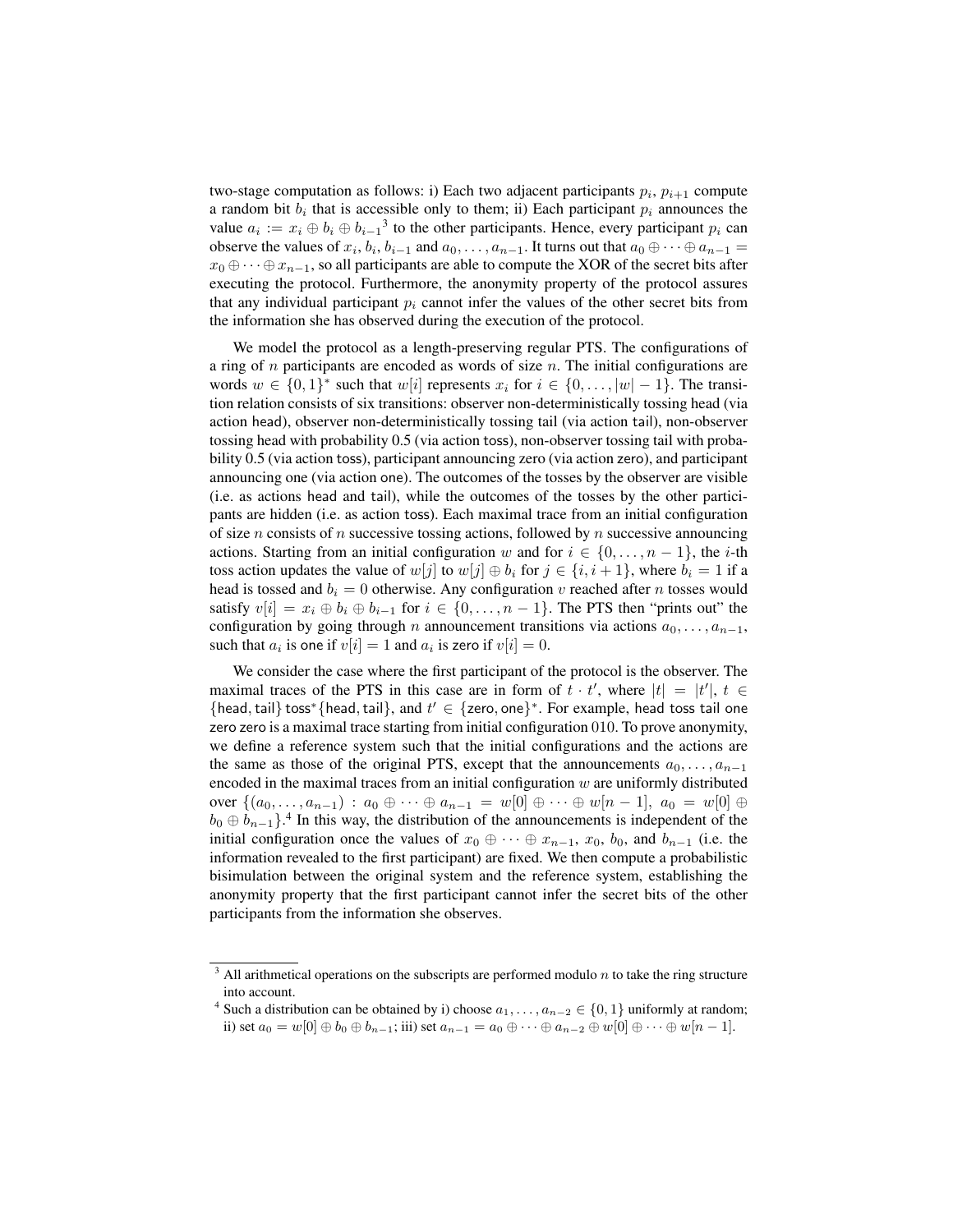two-stage computation as follows: i) Each two adjacent participants $p_i$, $p_{i+1}$ compute a random bit $b_i$ that is accessible only to them; ii) Each participant $p_i$ announces the value $a_i := x_i \oplus b_i \oplus b_{i-1}$[3] to the other participants. Hence, every participant $p_i$ can observe the values of $x_i$, $b_i$, $b_{i-1}$ and $a_0, \ldots, a_{n-1}$. It turns out that $a_0 \oplus \cdots \oplus a_{n-1} = x_0 \oplus \cdots \oplus x_{n-1}$, so all participants are able to compute the XOR of the secret bits after executing the protocol. Furthermore, the anonymity property of the protocol assures that any individual participant $p_i$ cannot infer the values of the other secret bits from the information she has observed during the execution of the protocol.

We model the protocol as a length-preserving regular PTS. The configurations of a ring of $n$ participants are encoded as words of size $n$. The initial configurations are words $w \in \{0, 1\}^*$ such that $w[i]$ represents $x_i$ for $i \in \{0, \ldots, |w| - 1\}$. The transition relation consists of six transitions: observer non-deterministically tossing head (via action head), observer non-deterministically tossing tail (via action tail), non-observer tossing head with probability 0.5 (via action toss), non-observer tossing tail with probability 0.5 (via action toss), participant announcing zero (via action zero), and participant announcing one (via action one). The outcomes of the tosses by the observer are visible (i.e. as actions head and tail), while the outcomes of the tosses by the other participants are hidden (i.e. as action toss). Each maximal trace from an initial configuration of size $n$ consists of $n$ successive tossing actions, followed by $n$ successive announcing actions. Starting from an initial configuration $w$ and for $i \in \{0, \ldots, n-1\}$, the $i$-th toss action updates the value of $w[j]$ to $w[j] \oplus b_i$ for $j \in \{i, i+1\}$, where $b_i = 1$ if a head is tossed and $b_i = 0$ otherwise. Any configuration $v$ reached after $n$ tosses would satisfy $v[i] = x_i \oplus b_i \oplus b_{i-1}$ for $i \in \{0, \ldots, n-1\}$. The PTS then "prints out" the configuration by going through $n$ announcement transitions via actions $a_0, \ldots, a_{n-1}$, such that $a_i$ is one if $v[i] = 1$ and $a_i$ is zero if $v[i] = 0$.

We consider the case where the first participant of the protocol is the observer. The maximal traces of the PTS in this case are in form of $t \cdot t'$, where $|t| = |t'|$, $t \in \{\mathsf{head}, \mathsf{tail}\}\, \mathsf{toss}^* \{\mathsf{head}, \mathsf{tail}\}$, and $t' \in \{\mathsf{zero}, \mathsf{one}\}^*$. For example, head toss tail one zero zero is a maximal trace starting from initial configuration $010$. To prove anonymity, we define a reference system such that the initial configurations and the actions are the same as those of the original PTS, except that the announcements $a_0, \ldots, a_{n-1}$ encoded in the maximal traces from an initial configuration $w$ are uniformly distributed over $\{(a_0, \ldots, a_{n-1}) : a_0 \oplus \cdots \oplus a_{n-1} = w[0] \oplus \cdots \oplus w[n-1],\ a_0 = w[0] \oplus b_0 \oplus b_{n-1}\}$.[4] In this way, the distribution of the announcements is independent of the initial configuration once the values of $x_0 \oplus \cdots \oplus x_{n-1}$, $x_0$, $b_0$, and $b_{n-1}$ (i.e. the information revealed to the first participant) are fixed. We then compute a probabilistic bisimulation between the original system and the reference system, establishing the anonymity property that the first participant cannot infer the secret bits of the other participants from the information she observes.

[3] All arithmetical operations on the subscripts are performed modulo $n$ to take the ring structure into account.

[4] Such a distribution can be obtained by i) choose $a_1, \ldots, a_{n-2} \in \{0, 1\}$ uniformly at random; ii) set $a_0 = w[0] \oplus b_0 \oplus b_{n-1}$; iii) set $a_{n-1} = a_0 \oplus \cdots \oplus a_{n-2} \oplus w[0] \oplus \cdots \oplus w[n-1]$.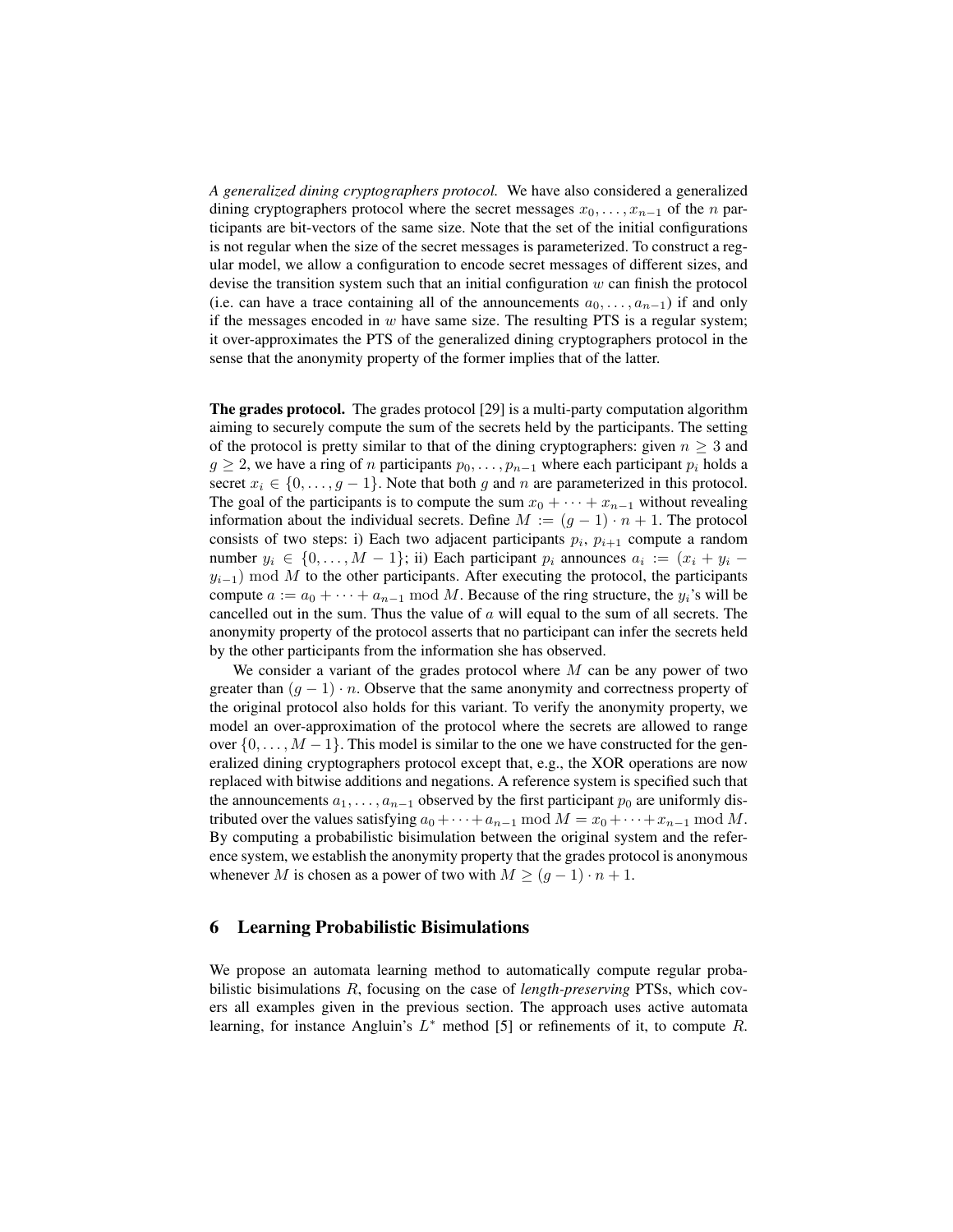*A generalized dining cryptographers protocol.* We have also considered a generalized dining cryptographers protocol where the secret messages $x_0, \ldots, x_{n-1}$ of the $n$ participants are bit-vectors of the same size. Note that the set of the initial configurations is not regular when the size of the secret messages is parameterized. To construct a regular model, we allow a configuration to encode secret messages of different sizes, and devise the transition system such that an initial configuration $w$ can finish the protocol (i.e. can have a trace containing all of the announcements $a_0, \ldots, a_{n-1}$) if and only if the messages encoded in $w$ have same size. The resulting PTS is a regular system; it over-approximates the PTS of the generalized dining cryptographers protocol in the sense that the anonymity property of the former implies that of the latter.

**The grades protocol.** The grades protocol [29] is a multi-party computation algorithm aiming to securely compute the sum of the secrets held by the participants. The setting of the protocol is pretty similar to that of the dining cryptographers: given $n \geq 3$ and $g \geq 2$, we have a ring of $n$ participants $p_0, \ldots, p_{n-1}$ where each participant $p_i$ holds a secret $x_i \in \{0, \ldots, g-1\}$. Note that both $g$ and $n$ are parameterized in this protocol. The goal of the participants is to compute the sum $x_0 + \cdots + x_{n-1}$ without revealing information about the individual secrets. Define $M := (g-1) \cdot n + 1$. The protocol consists of two steps: i) Each two adjacent participants $p_i$, $p_{i+1}$ compute a random number $y_i \in \{0, \ldots, M-1\}$; ii) Each participant $p_i$ announces $a_i := (x_i + y_i - y_{i-1}) \bmod M$ to the other participants. After executing the protocol, the participants compute $a := a_0 + \cdots + a_{n-1} \bmod M$. Because of the ring structure, the $y_i$'s will be cancelled out in the sum. Thus the value of $a$ will equal to the sum of all secrets. The anonymity property of the protocol asserts that no participant can infer the secrets held by the other participants from the information she has observed.

We consider a variant of the grades protocol where $M$ can be any power of two greater than $(g-1) \cdot n$. Observe that the same anonymity and correctness property of the original protocol also holds for this variant. To verify the anonymity property, we model an over-approximation of the protocol where the secrets are allowed to range over $\{0, \ldots, M-1\}$. This model is similar to the one we have constructed for the generalized dining cryptographers protocol except that, e.g., the XOR operations are now replaced with bitwise additions and negations. A reference system is specified such that the announcements $a_1, \ldots, a_{n-1}$ observed by the first participant $p_0$ are uniformly distributed over the values satisfying $a_0 + \cdots + a_{n-1} \bmod M = x_0 + \cdots + x_{n-1} \bmod M$. By computing a probabilistic bisimulation between the original system and the reference system, we establish the anonymity property that the grades protocol is anonymous whenever $M$ is chosen as a power of two with $M \geq (g-1) \cdot n + 1$.

## 6 Learning Probabilistic Bisimulations

We propose an automata learning method to automatically compute regular probabilistic bisimulations $R$, focusing on the case of *length-preserving* PTSs, which covers all examples given in the previous section. The approach uses active automata learning, for instance Angluin's $L^*$ method [5] or refinements of it, to compute $R$.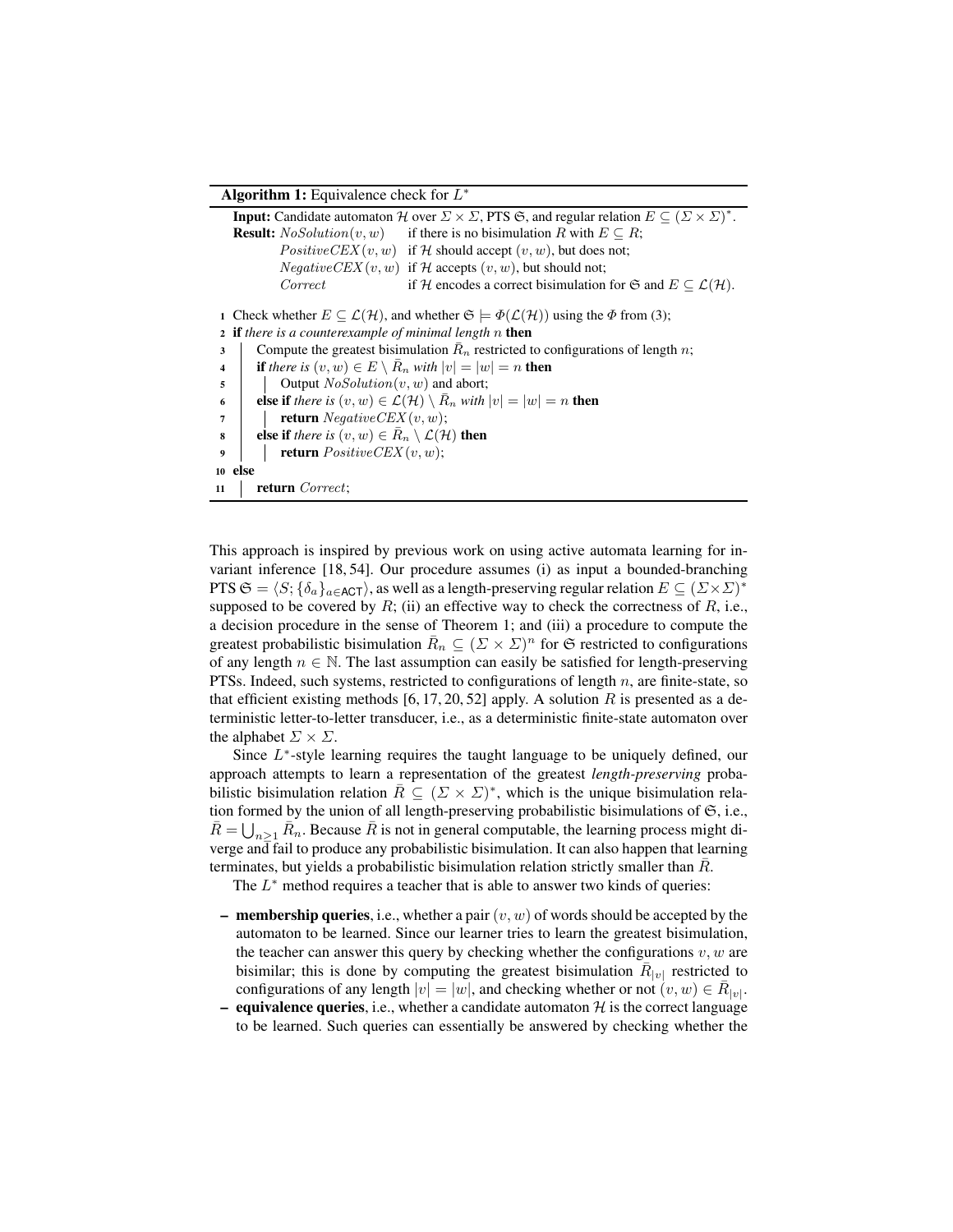**Algorithm 1:** Equivalence check for $L^*$

**Input:** Candidate automaton $\mathcal{H}$ over $\Sigma \times \Sigma$, PTS $\mathfrak{S}$, and regular relation $E \subseteq (\Sigma \times \Sigma)^*$.

**Result:** $NoSolution(v, w)$ if there is no bisimulation $R$ with $E \subseteq R$;
$PositiveCEX(v, w)$ if $\mathcal{H}$ should accept $(v, w)$, but does not;
$NegativeCEX(v, w)$ if $\mathcal{H}$ accepts $(v, w)$, but should not;
$Correct$ if $\mathcal{H}$ encodes a correct bisimulation for $\mathfrak{S}$ and $E \subseteq \mathcal{L}(\mathcal{H})$.

```
1  Check whether E ⊆ L(H), and whether S ⊨ Φ(L(H)) using the Φ from (3);
2  if there is a counterexample of minimal length n then
3      Compute the greatest bisimulation R̄_n restricted to configurations of length n;
4      if there is (v, w) ∈ E \ R̄_n with |v| = |w| = n then
5          Output NoSolution(v, w) and abort;
6      else if there is (v, w) ∈ L(H) \ R̄_n with |v| = |w| = n then
7          return NegativeCEX(v, w);
8      else if there is (v, w) ∈ R̄_n \ L(H) then
9          return PositiveCEX(v, w);
10 else
11     return Correct;
```

This approach is inspired by previous work on using active automata learning for invariant inference [18, 54]. Our procedure assumes (i) as input a bounded-branching PTS $\mathfrak{S} = \langle S; \{\delta_a\}_{a \in \mathsf{ACT}} \rangle$, as well as a length-preserving regular relation $E \subseteq (\Sigma \times \Sigma)^*$ supposed to be covered by $R$; (ii) an effective way to check the correctness of $R$, i.e., a decision procedure in the sense of Theorem 1; and (iii) a procedure to compute the greatest probabilistic bisimulation $\bar{R}_n \subseteq (\Sigma \times \Sigma)^n$ for $\mathfrak{S}$ restricted to configurations of any length $n \in \mathbb{N}$. The last assumption can easily be satisfied for length-preserving PTSs. Indeed, such systems, restricted to configurations of length $n$, are finite-state, so that efficient existing methods [6, 17, 20, 52] apply. A solution $R$ is presented as a deterministic letter-to-letter transducer, i.e., as a deterministic finite-state automaton over the alphabet $\Sigma \times \Sigma$.

Since $L^*$-style learning requires the taught language to be uniquely defined, our approach attempts to learn a representation of the greatest *length-preserving* probabilistic bisimulation relation $\bar{R} \subseteq (\Sigma \times \Sigma)^*$, which is the unique bisimulation relation formed by the union of all length-preserving probabilistic bisimulations of $\mathfrak{S}$, i.e., $\bar{R} = \bigcup_{n \geq 1} \bar{R}_n$. Because $\bar{R}$ is not in general computable, the learning process might diverge and fail to produce any probabilistic bisimulation. It can also happen that learning terminates, but yields a probabilistic bisimulation relation strictly smaller than $\bar{R}$.

The $L^*$ method requires a teacher that is able to answer two kinds of queries:

- **membership queries**, i.e., whether a pair $(v, w)$ of words should be accepted by the automaton to be learned. Since our learner tries to learn the greatest bisimulation, the teacher can answer this query by checking whether the configurations $v, w$ are bisimilar; this is done by computing the greatest bisimulation $\bar{R}_{|v|}$ restricted to configurations of any length $|v| = |w|$, and checking whether or not $(v, w) \in \bar{R}_{|v|}$.
- **equivalence queries**, i.e., whether a candidate automaton $\mathcal{H}$ is the correct language to be learned. Such queries can essentially be answered by checking whether the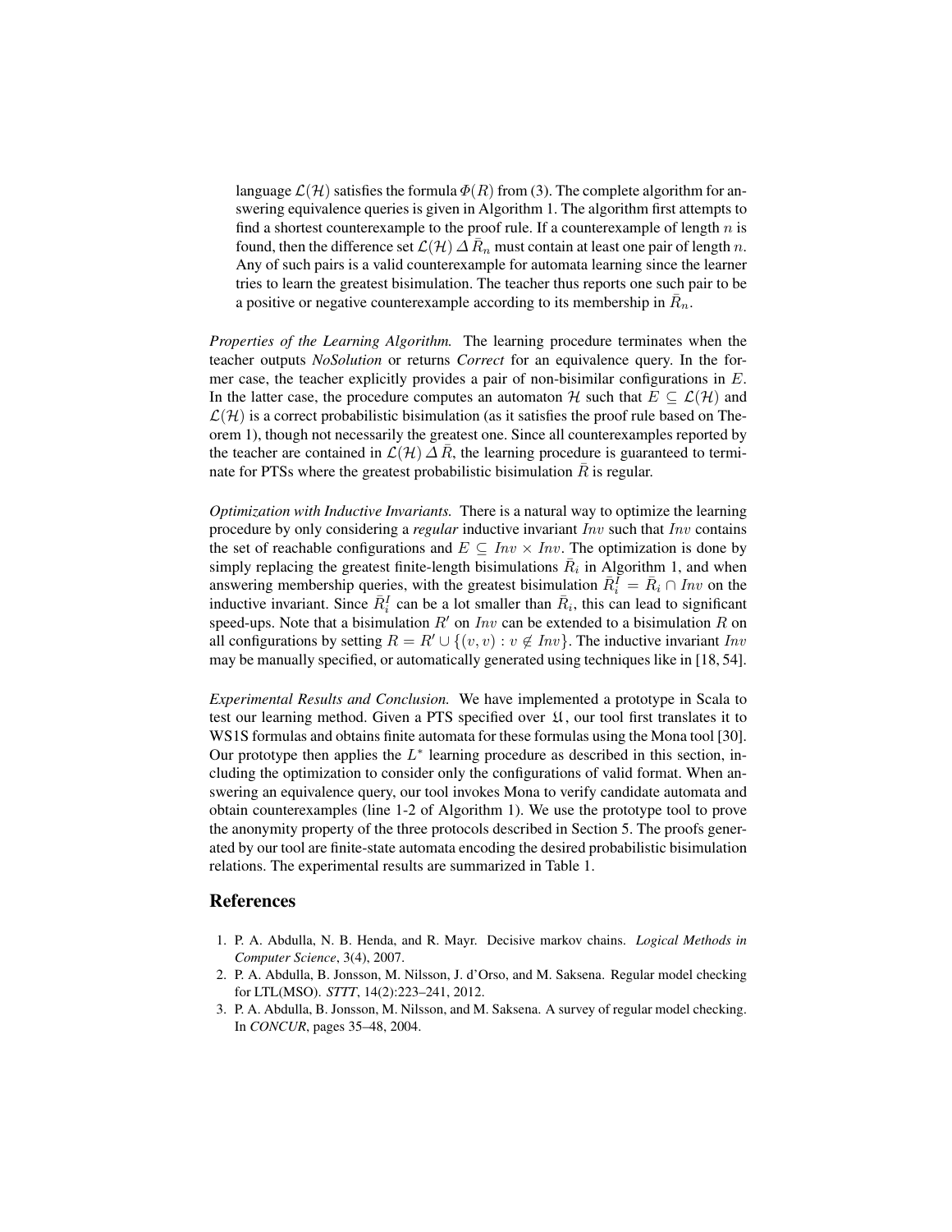language $\mathcal{L}(\mathcal{H})$ satisfies the formula $\Phi(R)$ from (3). The complete algorithm for answering equivalence queries is given in Algorithm 1. The algorithm first attempts to find a shortest counterexample to the proof rule. If a counterexample of length $n$ is found, then the difference set $\mathcal{L}(\mathcal{H}) \,\Delta\, \bar{R}_n$ must contain at least one pair of length $n$. Any of such pairs is a valid counterexample for automata learning since the learner tries to learn the greatest bisimulation. The teacher thus reports one such pair to be a positive or negative counterexample according to its membership in $\bar{R}_n$.

*Properties of the Learning Algorithm.* The learning procedure terminates when the teacher outputs *NoSolution* or returns *Correct* for an equivalence query. In the former case, the teacher explicitly provides a pair of non-bisimilar configurations in $E$. In the latter case, the procedure computes an automaton $\mathcal{H}$ such that $E \subseteq \mathcal{L}(\mathcal{H})$ and $\mathcal{L}(\mathcal{H})$ is a correct probabilistic bisimulation (as it satisfies the proof rule based on Theorem 1), though not necessarily the greatest one. Since all counterexamples reported by the teacher are contained in $\mathcal{L}(\mathcal{H}) \,\Delta\, \bar{R}$, the learning procedure is guaranteed to terminate for PTSs where the greatest probabilistic bisimulation $\bar{R}$ is regular.

*Optimization with Inductive Invariants.* There is a natural way to optimize the learning procedure by only considering a ***regular*** inductive invariant $Inv$ such that $Inv$ contains the set of reachable configurations and $E \subseteq Inv \times Inv$. The optimization is done by simply replacing the greatest finite-length bisimulations $\bar{R}_i$ in Algorithm 1, and when answering membership queries, with the greatest bisimulation $\bar{R}_i^I = \bar{R}_i \cap Inv$ on the inductive invariant. Since $\bar{R}_i^I$ can be a lot smaller than $\bar{R}_i$, this can lead to significant speed-ups. Note that a bisimulation $R'$ on $Inv$ can be extended to a bisimulation $R$ on all configurations by setting $R = R' \cup \{(v, v) : v \notin Inv\}$. The inductive invariant $Inv$ may be manually specified, or automatically generated using techniques like in [18, 54].

*Experimental Results and Conclusion.* We have implemented a prototype in Scala to test our learning method. Given a PTS specified over $\mathfrak{U}$, our tool first translates it to WS1S formulas and obtains finite automata for these formulas using the Mona tool [30]. Our prototype then applies the $L^*$ learning procedure as described in this section, including the optimization to consider only the configurations of valid format. When answering an equivalence query, our tool invokes Mona to verify candidate automata and obtain counterexamples (line 1-2 of Algorithm 1). We use the prototype tool to prove the anonymity property of the three protocols described in Section 5. The proofs generated by our tool are finite-state automata encoding the desired probabilistic bisimulation relations. The experimental results are summarized in Table 1.

## References

1. P. A. Abdulla, N. B. Henda, and R. Mayr. Decisive markov chains. *Logical Methods in Computer Science*, 3(4), 2007.
2. P. A. Abdulla, B. Jonsson, M. Nilsson, J. d'Orso, and M. Saksena. Regular model checking for LTL(MSO). *STTT*, 14(2):223–241, 2012.
3. P. A. Abdulla, B. Jonsson, M. Nilsson, and M. Saksena. A survey of regular model checking. In *CONCUR*, pages 35–48, 2004.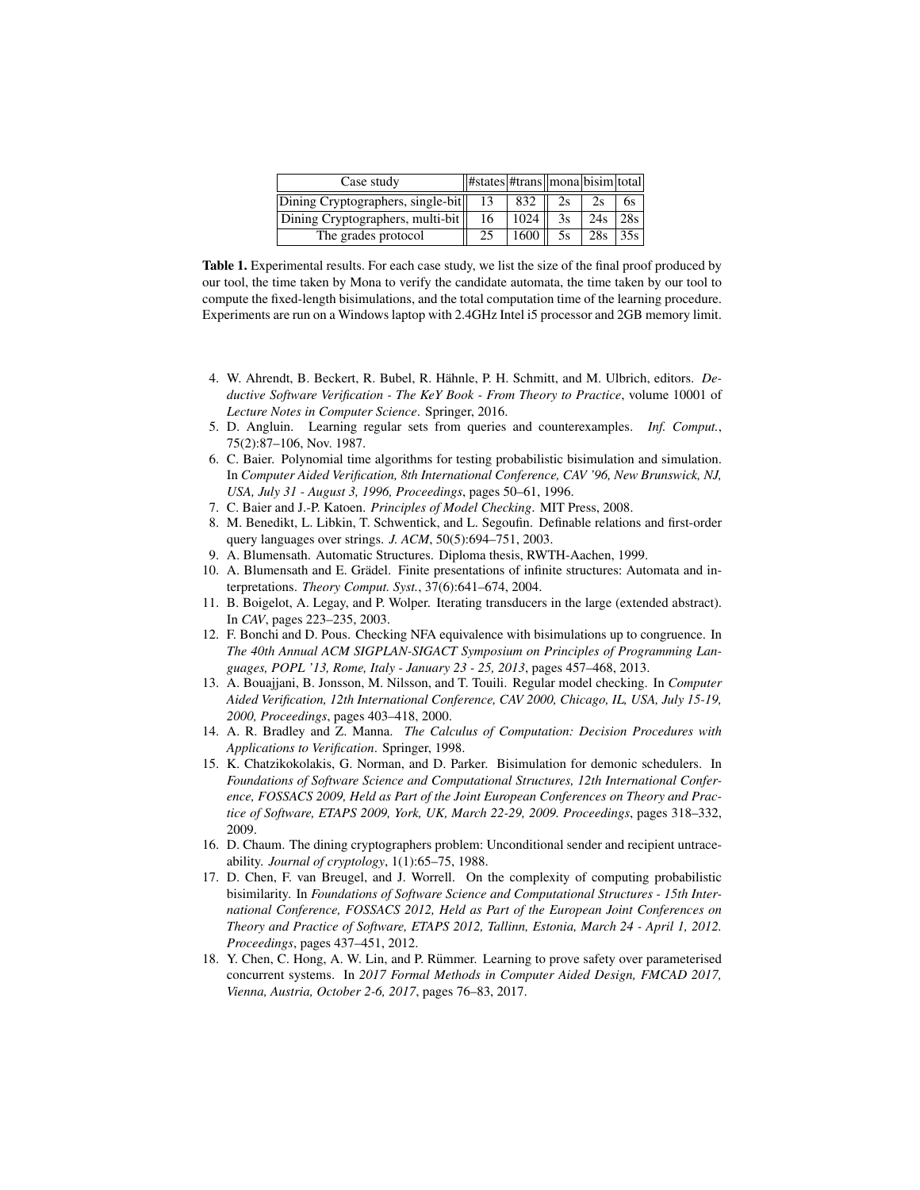| Case study | #states | #trans | mona | bisim | total |
|---|---|---|---|---|---|
| Dining Cryptographers, single-bit | 13 | 832 | 2s | 2s | 6s |
| Dining Cryptographers, multi-bit | 16 | 1024 | 3s | 24s | 28s |
| The grades protocol | 25 | 1600 | 5s | 28s | 35s |

**Table 1.** Experimental results. For each case study, we list the size of the final proof produced by our tool, the time taken by Mona to verify the candidate automata, the time taken by our tool to compute the fixed-length bisimulations, and the total computation time of the learning procedure. Experiments are run on a Windows laptop with 2.4GHz Intel i5 processor and 2GB memory limit.

4. W. Ahrendt, B. Beckert, R. Bubel, R. Hähnle, P. H. Schmitt, and M. Ulbrich, editors. *Deductive Software Verification - The KeY Book - From Theory to Practice*, volume 10001 of *Lecture Notes in Computer Science*. Springer, 2016.
5. D. Angluin. Learning regular sets from queries and counterexamples. *Inf. Comput.*, 75(2):87–106, Nov. 1987.
6. C. Baier. Polynomial time algorithms for testing probabilistic bisimulation and simulation. In *Computer Aided Verification, 8th International Conference, CAV '96, New Brunswick, NJ, USA, July 31 - August 3, 1996, Proceedings*, pages 50–61, 1996.
7. C. Baier and J.-P. Katoen. *Principles of Model Checking*. MIT Press, 2008.
8. M. Benedikt, L. Libkin, T. Schwentick, and L. Segoufin. Definable relations and first-order query languages over strings. *J. ACM*, 50(5):694–751, 2003.
9. A. Blumensath. Automatic Structures. Diploma thesis, RWTH-Aachen, 1999.
10. A. Blumensath and E. Grädel. Finite presentations of infinite structures: Automata and interpretations. *Theory Comput. Syst.*, 37(6):641–674, 2004.
11. B. Boigelot, A. Legay, and P. Wolper. Iterating transducers in the large (extended abstract). In *CAV*, pages 223–235, 2003.
12. F. Bonchi and D. Pous. Checking NFA equivalence with bisimulations up to congruence. In *The 40th Annual ACM SIGPLAN-SIGACT Symposium on Principles of Programming Languages, POPL '13, Rome, Italy - January 23 - 25, 2013*, pages 457–468, 2013.
13. A. Bouajjani, B. Jonsson, M. Nilsson, and T. Touili. Regular model checking. In *Computer Aided Verification, 12th International Conference, CAV 2000, Chicago, IL, USA, July 15-19, 2000, Proceedings*, pages 403–418, 2000.
14. A. R. Bradley and Z. Manna. *The Calculus of Computation: Decision Procedures with Applications to Verification*. Springer, 1998.
15. K. Chatzikokolakis, G. Norman, and D. Parker. Bisimulation for demonic schedulers. In *Foundations of Software Science and Computational Structures, 12th International Conference, FOSSACS 2009, Held as Part of the Joint European Conferences on Theory and Practice of Software, ETAPS 2009, York, UK, March 22-29, 2009. Proceedings*, pages 318–332, 2009.
16. D. Chaum. The dining cryptographers problem: Unconditional sender and recipient untraceability. *Journal of cryptology*, 1(1):65–75, 1988.
17. D. Chen, F. van Breugel, and J. Worrell. On the complexity of computing probabilistic bisimilarity. In *Foundations of Software Science and Computational Structures - 15th International Conference, FOSSACS 2012, Held as Part of the European Joint Conferences on Theory and Practice of Software, ETAPS 2012, Tallinn, Estonia, March 24 - April 1, 2012. Proceedings*, pages 437–451, 2012.
18. Y. Chen, C. Hong, A. W. Lin, and P. Rümmer. Learning to prove safety over parameterised concurrent systems. In *2017 Formal Methods in Computer Aided Design, FMCAD 2017, Vienna, Austria, October 2-6, 2017*, pages 76–83, 2017.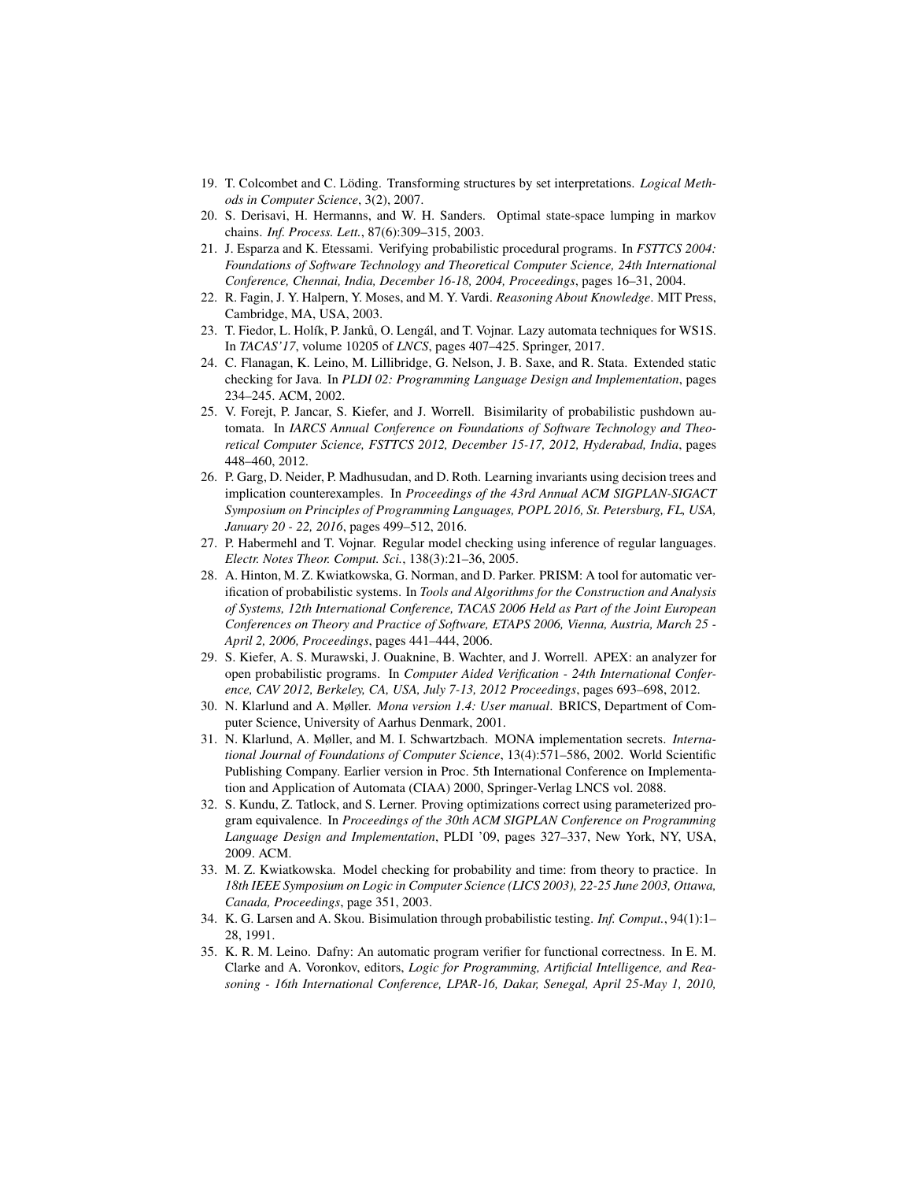19. T. Colcombet and C. Löding. Transforming structures by set interpretations. *Logical Methods in Computer Science*, 3(2), 2007.
20. S. Derisavi, H. Hermanns, and W. H. Sanders. Optimal state-space lumping in markov chains. *Inf. Process. Lett.*, 87(6):309–315, 2003.
21. J. Esparza and K. Etessami. Verifying probabilistic procedural programs. In *FSTTCS 2004: Foundations of Software Technology and Theoretical Computer Science, 24th International Conference, Chennai, India, December 16-18, 2004, Proceedings*, pages 16–31, 2004.
22. R. Fagin, J. Y. Halpern, Y. Moses, and M. Y. Vardi. *Reasoning About Knowledge*. MIT Press, Cambridge, MA, USA, 2003.
23. T. Fiedor, L. Holík, P. Janků, O. Lengál, and T. Vojnar. Lazy automata techniques for WS1S. In *TACAS'17*, volume 10205 of *LNCS*, pages 407–425. Springer, 2017.
24. C. Flanagan, K. Leino, M. Lillibridge, G. Nelson, J. B. Saxe, and R. Stata. Extended static checking for Java. In *PLDI 02: Programming Language Design and Implementation*, pages 234–245. ACM, 2002.
25. V. Forejt, P. Jancar, S. Kiefer, and J. Worrell. Bisimilarity of probabilistic pushdown automata. In *IARCS Annual Conference on Foundations of Software Technology and Theoretical Computer Science, FSTTCS 2012, December 15-17, 2012, Hyderabad, India*, pages 448–460, 2012.
26. P. Garg, D. Neider, P. Madhusudan, and D. Roth. Learning invariants using decision trees and implication counterexamples. In *Proceedings of the 43rd Annual ACM SIGPLAN-SIGACT Symposium on Principles of Programming Languages, POPL 2016, St. Petersburg, FL, USA, January 20 - 22, 2016*, pages 499–512, 2016.
27. P. Habermehl and T. Vojnar. Regular model checking using inference of regular languages. *Electr. Notes Theor. Comput. Sci.*, 138(3):21–36, 2005.
28. A. Hinton, M. Z. Kwiatkowska, G. Norman, and D. Parker. PRISM: A tool for automatic verification of probabilistic systems. In *Tools and Algorithms for the Construction and Analysis of Systems, 12th International Conference, TACAS 2006 Held as Part of the Joint European Conferences on Theory and Practice of Software, ETAPS 2006, Vienna, Austria, March 25 - April 2, 2006, Proceedings*, pages 441–444, 2006.
29. S. Kiefer, A. S. Murawski, J. Ouaknine, B. Wachter, and J. Worrell. APEX: an analyzer for open probabilistic programs. In *Computer Aided Verification - 24th International Conference, CAV 2012, Berkeley, CA, USA, July 7-13, 2012 Proceedings*, pages 693–698, 2012.
30. N. Klarlund and A. Møller. *Mona version 1.4: User manual*. BRICS, Department of Computer Science, University of Aarhus Denmark, 2001.
31. N. Klarlund, A. Møller, and M. I. Schwartzbach. MONA implementation secrets. *International Journal of Foundations of Computer Science*, 13(4):571–586, 2002. World Scientific Publishing Company. Earlier version in Proc. 5th International Conference on Implementation and Application of Automata (CIAA) 2000, Springer-Verlag LNCS vol. 2088.
32. S. Kundu, Z. Tatlock, and S. Lerner. Proving optimizations correct using parameterized program equivalence. In *Proceedings of the 30th ACM SIGPLAN Conference on Programming Language Design and Implementation*, PLDI '09, pages 327–337, New York, NY, USA, 2009. ACM.
33. M. Z. Kwiatkowska. Model checking for probability and time: from theory to practice. In *18th IEEE Symposium on Logic in Computer Science (LICS 2003), 22-25 June 2003, Ottawa, Canada, Proceedings*, page 351, 2003.
34. K. G. Larsen and A. Skou. Bisimulation through probabilistic testing. *Inf. Comput.*, 94(1):1–28, 1991.
35. K. R. M. Leino. Dafny: An automatic program verifier for functional correctness. In E. M. Clarke and A. Voronkov, editors, *Logic for Programming, Artificial Intelligence, and Reasoning - 16th International Conference, LPAR-16, Dakar, Senegal, April 25-May 1, 2010,*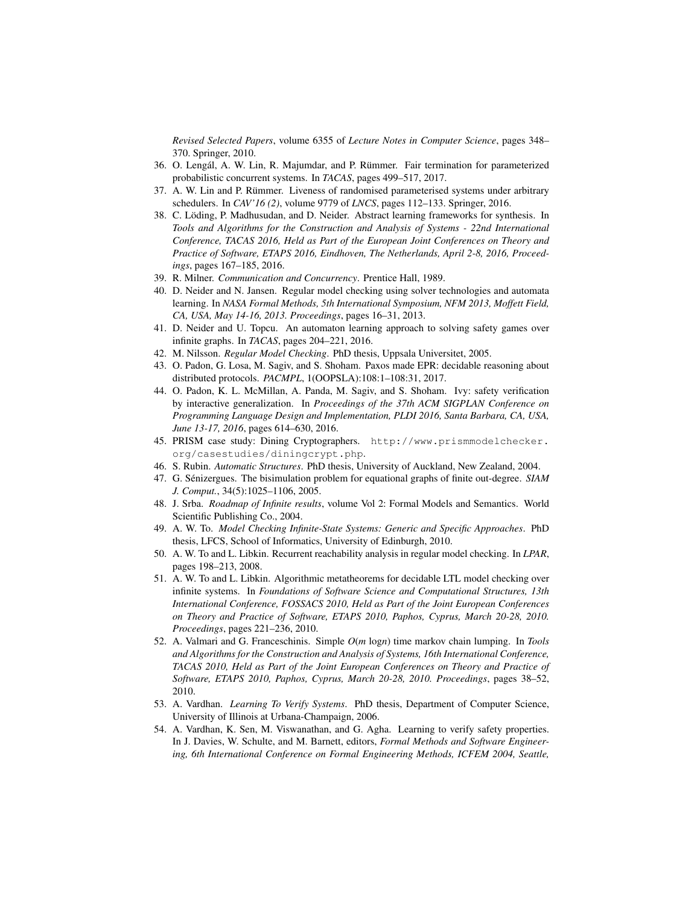*Revised Selected Papers*, volume 6355 of *Lecture Notes in Computer Science*, pages 348–370. Springer, 2010.

36. O. Lengál, A. W. Lin, R. Majumdar, and P. Rümmer. Fair termination for parameterized probabilistic concurrent systems. In *TACAS*, pages 499–517, 2017.
37. A. W. Lin and P. Rümmer. Liveness of randomised parameterised systems under arbitrary schedulers. In *CAV'16 (2)*, volume 9779 of *LNCS*, pages 112–133. Springer, 2016.
38. C. Löding, P. Madhusudan, and D. Neider. Abstract learning frameworks for synthesis. In *Tools and Algorithms for the Construction and Analysis of Systems - 22nd International Conference, TACAS 2016, Held as Part of the European Joint Conferences on Theory and Practice of Software, ETAPS 2016, Eindhoven, The Netherlands, April 2-8, 2016, Proceedings*, pages 167–185, 2016.
39. R. Milner. *Communication and Concurrency*. Prentice Hall, 1989.
40. D. Neider and N. Jansen. Regular model checking using solver technologies and automata learning. In *NASA Formal Methods, 5th International Symposium, NFM 2013, Moffett Field, CA, USA, May 14-16, 2013. Proceedings*, pages 16–31, 2013.
41. D. Neider and U. Topcu. An automaton learning approach to solving safety games over infinite graphs. In *TACAS*, pages 204–221, 2016.
42. M. Nilsson. *Regular Model Checking*. PhD thesis, Uppsala Universitet, 2005.
43. O. Padon, G. Losa, M. Sagiv, and S. Shoham. Paxos made EPR: decidable reasoning about distributed protocols. *PACMPL*, 1(OOPSLA):108:1–108:31, 2017.
44. O. Padon, K. L. McMillan, A. Panda, M. Sagiv, and S. Shoham. Ivy: safety verification by interactive generalization. In *Proceedings of the 37th ACM SIGPLAN Conference on Programming Language Design and Implementation, PLDI 2016, Santa Barbara, CA, USA, June 13-17, 2016*, pages 614–630, 2016.
45. PRISM case study: Dining Cryptographers. `http://www.prismmodelchecker.org/casestudies/diningcrypt.php`.
46. S. Rubin. *Automatic Structures*. PhD thesis, University of Auckland, New Zealand, 2004.
47. G. Sénizergues. The bisimulation problem for equational graphs of finite out-degree. *SIAM J. Comput.*, 34(5):1025–1106, 2005.
48. J. Srba. *Roadmap of Infinite results*, volume Vol 2: Formal Models and Semantics. World Scientific Publishing Co., 2004.
49. A. W. To. *Model Checking Infinite-State Systems: Generic and Specific Approaches*. PhD thesis, LFCS, School of Informatics, University of Edinburgh, 2010.
50. A. W. To and L. Libkin. Recurrent reachability analysis in regular model checking. In *LPAR*, pages 198–213, 2008.
51. A. W. To and L. Libkin. Algorithmic metatheorems for decidable LTL model checking over infinite systems. In *Foundations of Software Science and Computational Structures, 13th International Conference, FOSSACS 2010, Held as Part of the Joint European Conferences on Theory and Practice of Software, ETAPS 2010, Paphos, Cyprus, March 20-28, 2010. Proceedings*, pages 221–236, 2010.
52. A. Valmari and G. Franceschinis. Simple $O(m \log n)$ time markov chain lumping. In *Tools and Algorithms for the Construction and Analysis of Systems, 16th International Conference, TACAS 2010, Held as Part of the Joint European Conferences on Theory and Practice of Software, ETAPS 2010, Paphos, Cyprus, March 20-28, 2010. Proceedings*, pages 38–52, 2010.
53. A. Vardhan. *Learning To Verify Systems*. PhD thesis, Department of Computer Science, University of Illinois at Urbana-Champaign, 2006.
54. A. Vardhan, K. Sen, M. Viswanathan, and G. Agha. Learning to verify safety properties. In J. Davies, W. Schulte, and M. Barnett, editors, *Formal Methods and Software Engineering, 6th International Conference on Formal Engineering Methods, ICFEM 2004, Seattle,*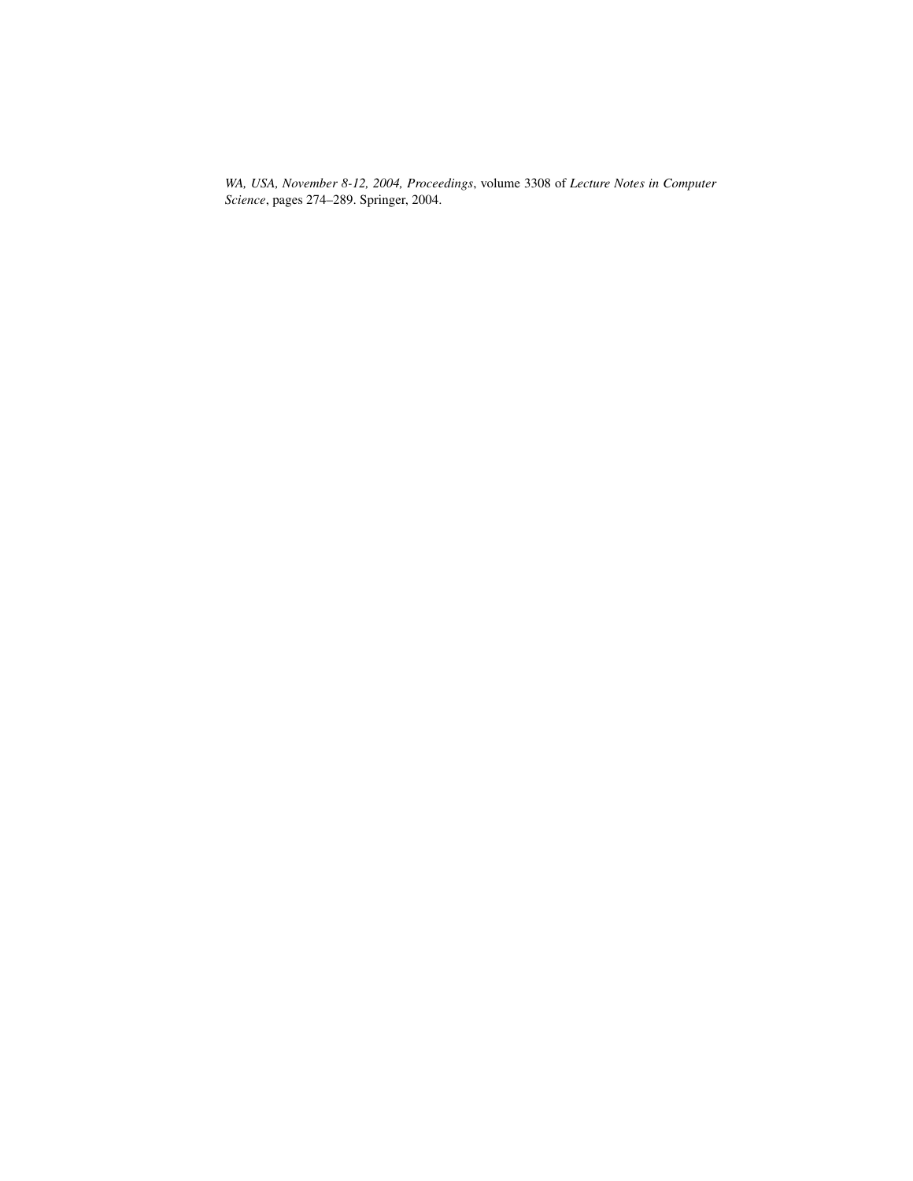*WA, USA, November 8-12, 2004, Proceedings*, volume 3308 of *Lecture Notes in Computer Science*, pages 274–289. Springer, 2004.